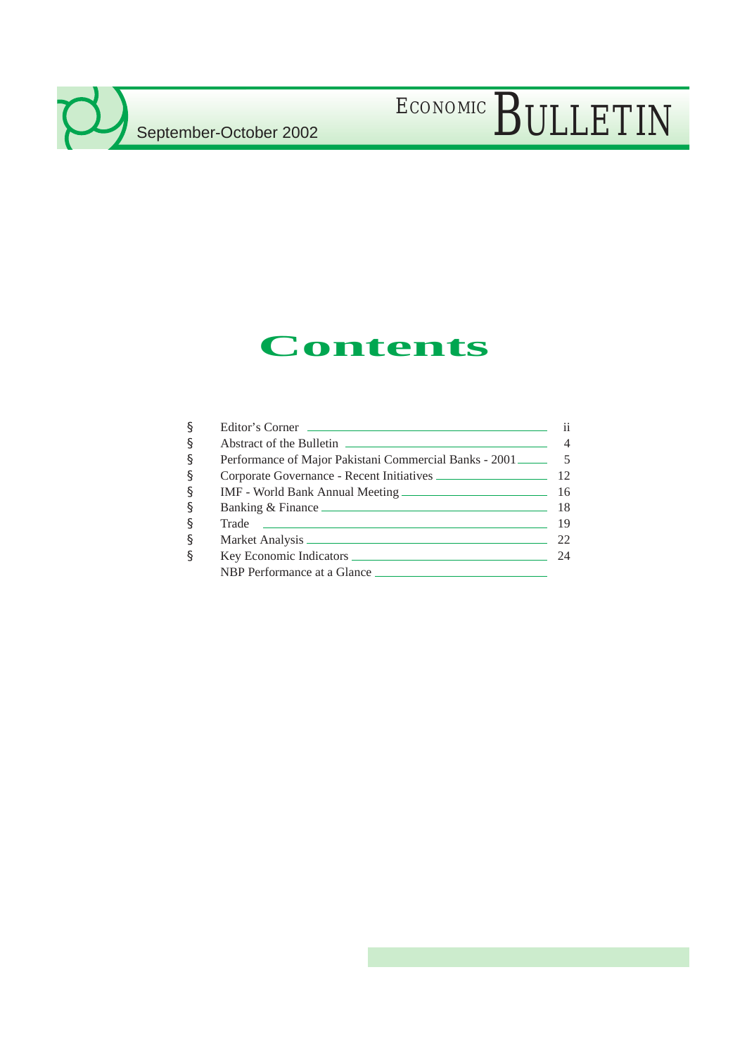# ECONOMIC BULLETIN

September-October 2002

# Contents

| | | |
|---|---|---|
| § | Editor's Corner | ii |
| § | Abstract of the Bulletin | 4 |
| § | Performance of Major Pakistani Commercial Banks - 2001 | 5 |
| § | Corporate Governance - Recent Initiatives | 12 |
| § | IMF - World Bank Annual Meeting | 16 |
| § | Banking & Finance | 18 |
| § | Trade | 19 |
| § | Market Analysis | 22 |
| § | Key Economic Indicators | 24 |
| | NBP Performance at a Glance | |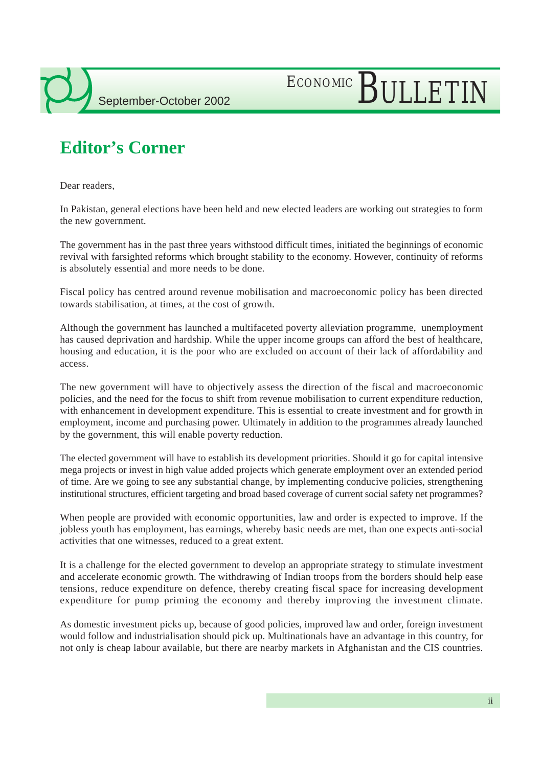# Editor's Corner

Dear readers,

In Pakistan, general elections have been held and new elected leaders are working out strategies to form the new government.

The government has in the past three years withstood difficult times, initiated the beginnings of economic revival with farsighted reforms which brought stability to the economy. However, continuity of reforms is absolutely essential and more needs to be done.

Fiscal policy has centred around revenue mobilisation and macroeconomic policy has been directed towards stabilisation, at times, at the cost of growth.

Although the government has launched a multifaceted poverty alleviation programme, unemployment has caused deprivation and hardship. While the upper income groups can afford the best of healthcare, housing and education, it is the poor who are excluded on account of their lack of affordability and access.

The new government will have to objectively assess the direction of the fiscal and macroeconomic policies, and the need for the focus to shift from revenue mobilisation to current expenditure reduction, with enhancement in development expenditure. This is essential to create investment and for growth in employment, income and purchasing power. Ultimately in addition to the programmes already launched by the government, this will enable poverty reduction.

The elected government will have to establish its development priorities. Should it go for capital intensive mega projects or invest in high value added projects which generate employment over an extended period of time. Are we going to see any substantial change, by implementing conducive policies, strengthening institutional structures, efficient targeting and broad based coverage of current social safety net programmes?

When people are provided with economic opportunities, law and order is expected to improve. If the jobless youth has employment, has earnings, whereby basic needs are met, than one expects anti-social activities that one witnesses, reduced to a great extent.

It is a challenge for the elected government to develop an appropriate strategy to stimulate investment and accelerate economic growth. The withdrawing of Indian troops from the borders should help ease tensions, reduce expenditure on defence, thereby creating fiscal space for increasing development expenditure for pump priming the economy and thereby improving the investment climate.

As domestic investment picks up, because of good policies, improved law and order, foreign investment would follow and industrialisation should pick up. Multinationals have an advantage in this country, for not only is cheap labour available, but there are nearby markets in Afghanistan and the CIS countries.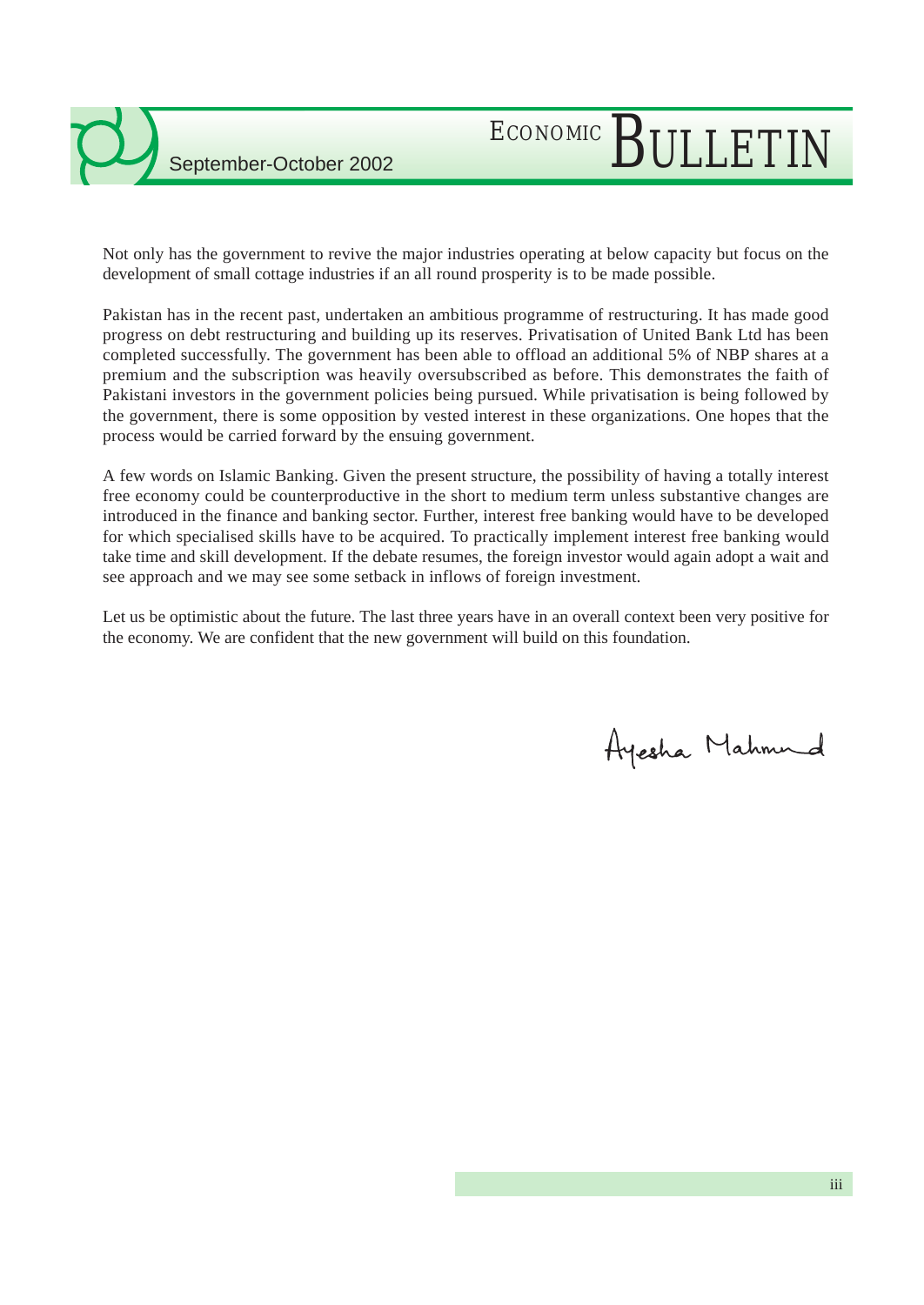Not only has the government to revive the major industries operating at below capacity but focus on the development of small cottage industries if an all round prosperity is to be made possible.

Pakistan has in the recent past, undertaken an ambitious programme of restructuring. It has made good progress on debt restructuring and building up its reserves. Privatisation of United Bank Ltd has been completed successfully. The government has been able to offload an additional 5% of NBP shares at a premium and the subscription was heavily oversubscribed as before. This demonstrates the faith of Pakistani investors in the government policies being pursued. While privatisation is being followed by the government, there is some opposition by vested interest in these organizations. One hopes that the process would be carried forward by the ensuing government.

A few words on Islamic Banking. Given the present structure, the possibility of having a totally interest free economy could be counterproductive in the short to medium term unless substantive changes are introduced in the finance and banking sector. Further, interest free banking would have to be developed for which specialised skills have to be acquired. To practically implement interest free banking would take time and skill development. If the debate resumes, the foreign investor would again adopt a wait and see approach and we may see some setback in inflows of foreign investment.

Let us be optimistic about the future. The last three years have in an overall context been very positive for the economy. We are confident that the new government will build on this foundation.

Ayesha Mahmud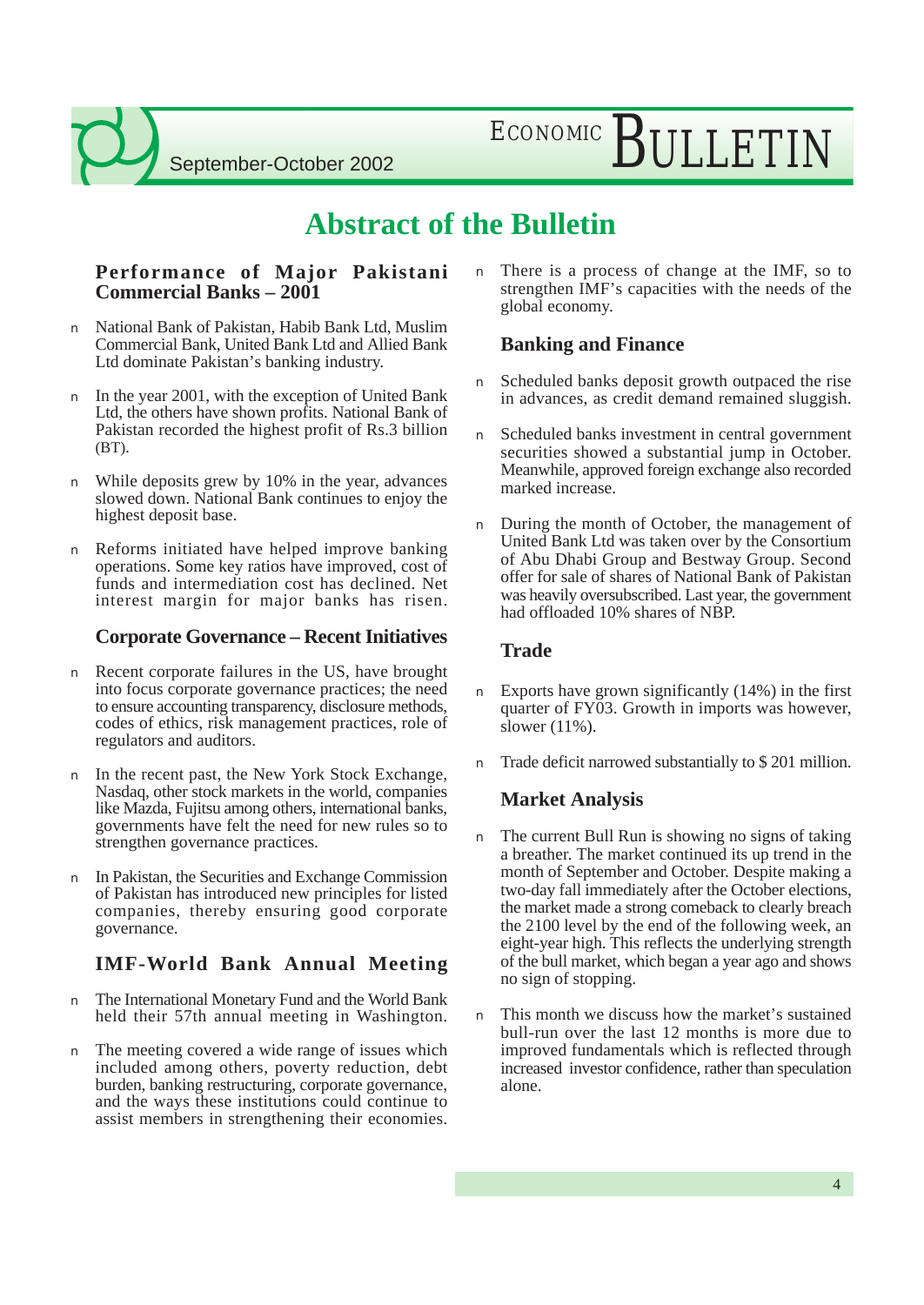# Abstract of the Bulletin

### Performance of Major Pakistani Commercial Banks – 2001

- National Bank of Pakistan, Habib Bank Ltd, Muslim Commercial Bank, United Bank Ltd and Allied Bank Ltd dominate Pakistan's banking industry.
- In the year 2001, with the exception of United Bank Ltd, the others have shown profits. National Bank of Pakistan recorded the highest profit of Rs.3 billion (BT).
- While deposits grew by 10% in the year, advances slowed down. National Bank continues to enjoy the highest deposit base.
- Reforms initiated have helped improve banking operations. Some key ratios have improved, cost of funds and intermediation cost has declined. Net interest margin for major banks has risen.

### Corporate Governance – Recent Initiatives

- Recent corporate failures in the US, have brought into focus corporate governance practices; the need to ensure accounting transparency, disclosure methods, codes of ethics, risk management practices, role of regulators and auditors.
- In the recent past, the New York Stock Exchange, Nasdaq, other stock markets in the world, companies like Mazda, Fujitsu among others, international banks, governments have felt the need for new rules so to strengthen governance practices.
- In Pakistan, the Securities and Exchange Commission of Pakistan has introduced new principles for listed companies, thereby ensuring good corporate governance.

### IMF-World Bank Annual Meeting

- The International Monetary Fund and the World Bank held their 57th annual meeting in Washington.
- The meeting covered a wide range of issues which included among others, poverty reduction, debt burden, banking restructuring, corporate governance, and the ways these institutions could continue to assist members in strengthening their economies.
- There is a process of change at the IMF, so to strengthen IMF's capacities with the needs of the global economy.

### Banking and Finance

- Scheduled banks deposit growth outpaced the rise in advances, as credit demand remained sluggish.
- Scheduled banks investment in central government securities showed a substantial jump in October. Meanwhile, approved foreign exchange also recorded marked increase.
- During the month of October, the management of United Bank Ltd was taken over by the Consortium of Abu Dhabi Group and Bestway Group. Second offer for sale of shares of National Bank of Pakistan was heavily oversubscribed. Last year, the government had offloaded 10% shares of NBP.

### Trade

- Exports have grown significantly (14%) in the first quarter of FY03. Growth in imports was however, slower (11%).
- Trade deficit narrowed substantially to $ 201 million.

### Market Analysis

- The current Bull Run is showing no signs of taking a breather. The market continued its up trend in the month of September and October. Despite making a two-day fall immediately after the October elections, the market made a strong comeback to clearly breach the 2100 level by the end of the following week, an eight-year high. This reflects the underlying strength of the bull market, which began a year ago and shows no sign of stopping.
- This month we discuss how the market's sustained bull-run over the last 12 months is more due to improved fundamentals which is reflected through increased investor confidence, rather than speculation alone.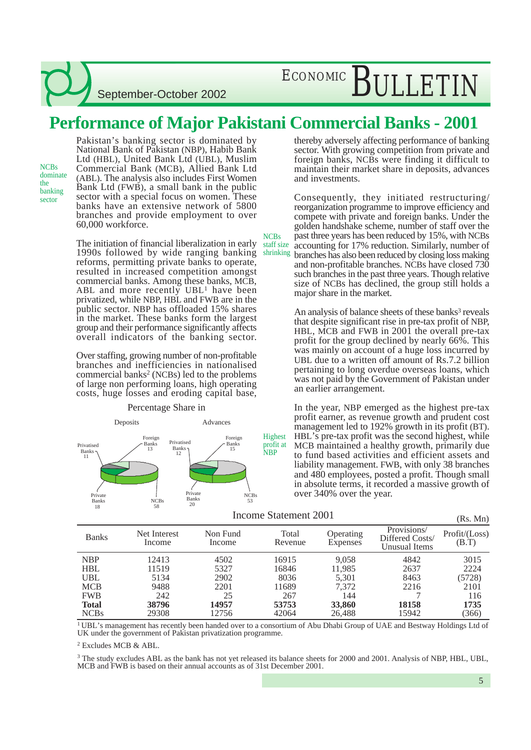# Performance of Major Pakistani Commercial Banks - 2001

NCBs dominate the banking sector

Pakistan's banking sector is dominated by National Bank of Pakistan (NBP), Habib Bank Ltd (HBL), United Bank Ltd (UBL), Muslim Commercial Bank (MCB), Allied Bank Ltd (ABL). The analysis also includes First Women Bank Ltd (FWB), a small bank in the public sector with a special focus on women. These banks have an extensive network of 5800 branches and provide employment to over 60,000 workforce.

The initiation of financial liberalization in early 1990s followed by wide ranging banking reforms, permitting private banks to operate, resulted in increased competition amongst commercial banks. Among these banks, MCB, ABL and more recently UBL[1] have been privatized, while NBP, HBL and FWB are in the public sector. NBP has offloaded 15% shares in the market. These banks form the largest group and their performance significantly affects overall indicators of the banking sector.

Over staffing, growing number of non-profitable branches and inefficiencies in nationalised commercial banks[2] (NCBs) led to the problems of large non performing loans, high operating costs, huge losses and eroding capital base, thereby adversely affecting performance of banking sector. With growing competition from private and foreign banks, NCBs were finding it difficult to maintain their market share in deposits, advances and investments.

Percentage Share in

| | Deposits | Advances |
|---|---|---|
| NCBs | 58 | 53 |
| Private Banks | 18 | 20 |
| Foreign Banks | 13 | 15 |
| Privatised Banks | 11 | 12 |

NCBs staff size shrinking

Consequently, they initiated restructuring/ reorganization programme to improve efficiency and compete with private and foreign banks. Under the golden handshake scheme, number of staff over the past three years has been reduced by 15%, with NCBs accounting for 17% reduction. Similarly, number of branches has also been reduced by closing loss making and non-profitable branches. NCBs have closed 730 such branches in the past three years. Though relative size of NCBs has declined, the group still holds a major share in the market.

An analysis of balance sheets of these banks[3] reveals that despite significant rise in pre-tax profit of NBP, HBL, MCB and FWB in 2001 the overall pre-tax profit for the group declined by nearly 66%. This was mainly on account of a huge loss incurred by UBL due to a written off amount of Rs.7.2 billion pertaining to long overdue overseas loans, which was not paid by the Government of Pakistan under an earlier arrangement.

Highest profit at NBP

In the year, NBP emerged as the highest pre-tax profit earner, as revenue growth and prudent cost management led to 192% growth in its profit (BT). HBL's pre-tax profit was the second highest, while MCB maintained a healthy growth, primarily due to fund based activities and efficient assets and liability management. FWB, with only 38 branches and 480 employees, posted a profit. Though small in absolute terms, it recorded a massive growth of over 340% over the year.

Income Statement 2001

(Rs. Mn)

| Banks | Net Interest Income | Non Fund Income | Total Revenue | Operating Expenses | Provisions/ Differed Costs/ Unusual Items | Profit/(Loss) (B.T) |
|---|---|---|---|---|---|---|
| NBP | 12413 | 4502 | 16915 | 9,058 | 4842 | 3015 |
| HBL | 11519 | 5327 | 16846 | 11,985 | 2637 | 2224 |
| UBL | 5134 | 2902 | 8036 | 5,301 | 8463 | (5728) |
| MCB | 9488 | 2201 | 11689 | 7,372 | 2216 | 2101 |
| FWB | 242 | 25 | 267 | 144 | 7 | 116 |
| **Total** | **38796** | **14957** | **53753** | **33,860** | **18158** | **1735** |
| NCBs | 29308 | 12756 | 42064 | 26,488 | 15942 | (366) |

[1] UBL's management has recently been handed over to a consortium of Abu Dhabi Group of UAE and Bestway Holdings Ltd of UK under the government of Pakistan privatization programme.

[2] Excludes MCB & ABL.

[3] The study excludes ABL as the bank has not yet released its balance sheets for 2000 and 2001. Analysis of NBP, HBL, UBL, MCB and FWB is based on their annual accounts as of 31st December 2001.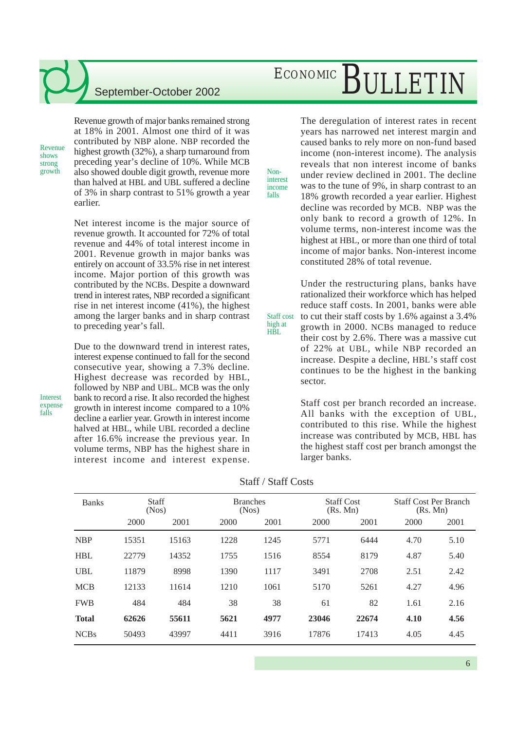*Revenue shows strong growth*

Revenue growth of major banks remained strong at 18% in 2001. Almost one third of it was contributed by NBP alone. NBP recorded the highest growth (32%), a sharp turnaround from preceding year's decline of 10%. While MCB also showed double digit growth, revenue more than halved at HBL and UBL suffered a decline of 3% in sharp contrast to 51% growth a year earlier.

Net interest income is the major source of revenue growth. It accounted for 72% of total revenue and 44% of total interest income in 2001. Revenue growth in major banks was entirely on account of 33.5% rise in net interest income. Major portion of this growth was contributed by the NCBs. Despite a downward trend in interest rates, NBP recorded a significant rise in net interest income (41%), the highest among the larger banks and in sharp contrast to preceding year's fall.

*Interest expense falls*

Due to the downward trend in interest rates, interest expense continued to fall for the second consecutive year, showing a 7.3% decline. Highest decrease was recorded by HBL, followed by NBP and UBL. MCB was the only bank to record a rise. It also recorded the highest growth in interest income compared to a 10% decline a earlier year. Growth in interest income halved at HBL, while UBL recorded a decline after 16.6% increase the previous year. In volume terms, NBP has the highest share in interest income and interest expense.

*Non-interest income falls*

The deregulation of interest rates in recent years has narrowed net interest margin and caused banks to rely more on non-fund based income (non-interest income). The analysis reveals that non interest income of banks under review declined in 2001. The decline was to the tune of 9%, in sharp contrast to an 18% growth recorded a year earlier. Highest decline was recorded by MCB. NBP was the only bank to record a growth of 12%. In volume terms, non-interest income was the highest at HBL, or more than one third of total income of major banks. Non-interest income constituted 28% of total revenue.

*Staff cost high at HBL*

Under the restructuring plans, banks have rationalized their workforce which has helped reduce staff costs. In 2001, banks were able to cut their staff costs by 1.6% against a 3.4% growth in 2000. NCBs managed to reduce their cost by 2.6%. There was a massive cut of 22% at UBL, while NBP recorded an increase. Despite a decline, HBL's staff cost continues to be the highest in the banking sector.

Staff cost per branch recorded an increase. All banks with the exception of UBL, contributed to this rise. While the highest increase was contributed by MCB, HBL has the highest staff cost per branch amongst the larger banks.

### Staff / Staff Costs

| Banks | Staff (Nos) | | Branches (Nos) | | Staff Cost (Rs. Mn) | | Staff Cost Per Branch (Rs. Mn) | |
|---|---|---|---|---|---|---|---|---|
| | 2000 | 2001 | 2000 | 2001 | 2000 | 2001 | 2000 | 2001 |
| NBP | 15351 | 15163 | 1228 | 1245 | 5771 | 6444 | 4.70 | 5.10 |
| HBL | 22779 | 14352 | 1755 | 1516 | 8554 | 8179 | 4.87 | 5.40 |
| UBL | 11879 | 8998 | 1390 | 1117 | 3491 | 2708 | 2.51 | 2.42 |
| MCB | 12133 | 11614 | 1210 | 1061 | 5170 | 5261 | 4.27 | 4.96 |
| FWB | 484 | 484 | 38 | 38 | 61 | 82 | 1.61 | 2.16 |
| **Total** | **62626** | **55611** | **5621** | **4977** | **23046** | **22674** | **4.10** | **4.56** |
| NCBs | 50493 | 43997 | 4411 | 3916 | 17876 | 17413 | 4.05 | 4.45 |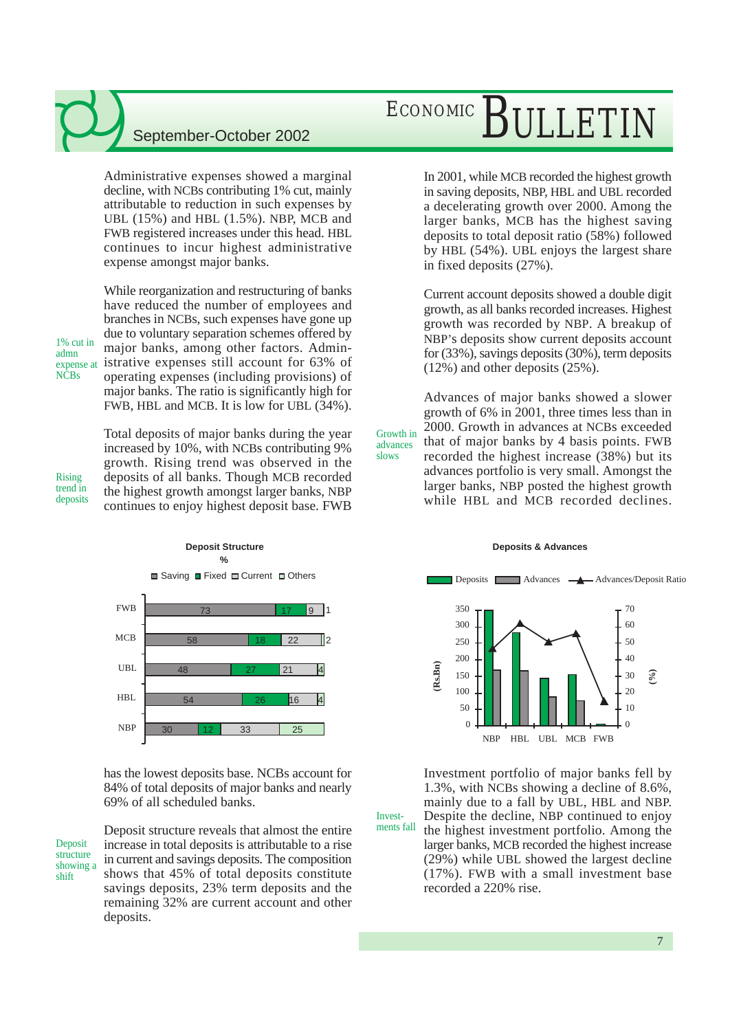Administrative expenses showed a marginal decline, with NCBs contributing 1% cut, mainly attributable to reduction in such expenses by UBL (15%) and HBL (1.5%). NBP, MCB and FWB registered increases under this head. HBL continues to incur highest administrative expense amongst major banks.

1% cut in admn expense at NCBs

While reorganization and restructuring of banks have reduced the number of employees and branches in NCBs, such expenses have gone up due to voluntary separation schemes offered by major banks, among other factors. Administrative expenses still account for 63% of operating expenses (including provisions) of major banks. The ratio is significantly high for FWB, HBL and MCB. It is low for UBL (34%).

Rising trend in deposits

Total deposits of major banks during the year increased by 10%, with NCBs contributing 9% growth. Rising trend was observed in the deposits of all banks. Though MCB recorded the highest growth amongst larger banks, NBP continues to enjoy highest deposit base. FWB has the lowest deposits base. NCBs account for 84% of total deposits of major banks and nearly 69% of all scheduled banks.

**Deposit Structure**
%

| Bank | Saving | Fixed | Current | Others |
|---|---|---|---|---|
| FWB | 73 | 17 | 9 | 1 |
| MCB | 58 | 18 | 22 | 2 |
| UBL | 48 | 27 | 21 | 4 |
| HBL | 54 | 26 | 16 | 4 |
| NBP | 30 | 12 | 33 | 25 |

Deposit structure showing a shift

Deposit structure reveals that almost the entire increase in total deposits is attributable to a rise in current and savings deposits. The composition shows that 45% of total deposits constitute savings deposits, 23% term deposits and the remaining 32% are current account and other deposits.

In 2001, while MCB recorded the highest growth in saving deposits, NBP, HBL and UBL recorded a decelerating growth over 2000. Among the larger banks, MCB has the highest saving deposits to total deposit ratio (58%) followed by HBL (54%). UBL enjoys the largest share in fixed deposits (27%).

Current account deposits showed a double digit growth, as all banks recorded increases. Highest growth was recorded by NBP. A breakup of NBP's deposits show current deposits account for (33%), savings deposits (30%), term deposits (12%) and other deposits (25%).

Growth in advances slows

Advances of major banks showed a slower growth of 6% in 2001, three times less than in 2000. Growth in advances at NCBs exceeded that of major banks by 4 basis points. FWB recorded the highest increase (38%) but its advances portfolio is very small. Amongst the larger banks, NBP posted the highest growth while HBL and MCB recorded declines.

**Deposits & Advances**

Legend: Deposits, Advances, Advances/Deposit Ratio. Left axis: (Rs.Bn) 0–350; right axis: (%) 0–70. Banks: NBP, HBL, UBL, MCB, FWB.

Investments fall

Investment portfolio of major banks fell by 1.3%, with NCBs showing a decline of 8.6%, mainly due to a fall by UBL, HBL and NBP. Despite the decline, NBP continued to enjoy the highest investment portfolio. Among the larger banks, MCB recorded the highest increase (29%) while UBL showed the largest decline (17%). FWB with a small investment base recorded a 220% rise.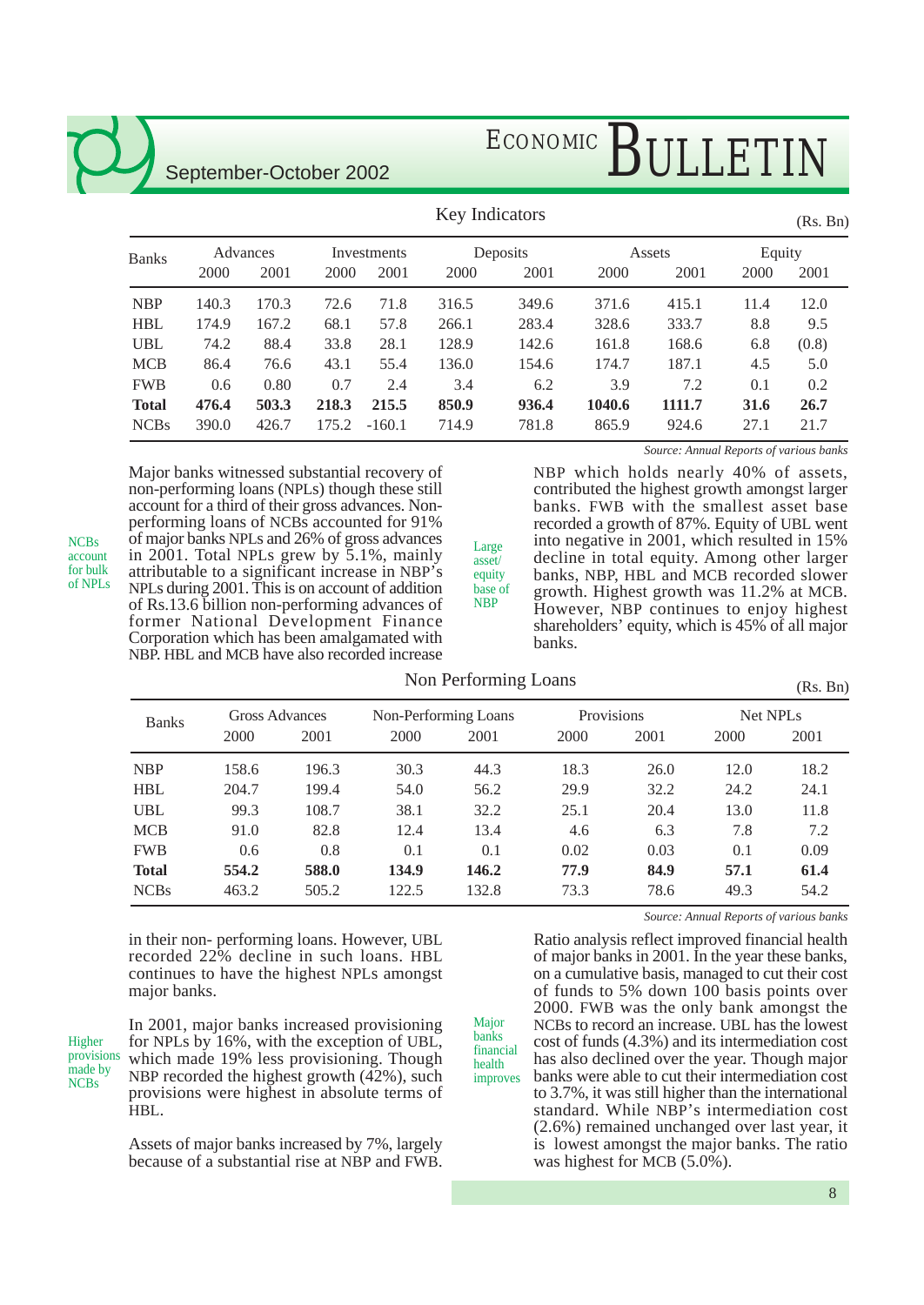## Key Indicators

(Rs. Bn)

| Banks | Advances | | Investments | | Deposits | | Assets | | Equity | |
|---|---|---|---|---|---|---|---|---|---|---|
| | 2000 | 2001 | 2000 | 2001 | 2000 | 2001 | 2000 | 2001 | 2000 | 2001 |
| NBP | 140.3 | 170.3 | 72.6 | 71.8 | 316.5 | 349.6 | 371.6 | 415.1 | 11.4 | 12.0 |
| HBL | 174.9 | 167.2 | 68.1 | 57.8 | 266.1 | 283.4 | 328.6 | 333.7 | 8.8 | 9.5 |
| UBL | 74.2 | 88.4 | 33.8 | 28.1 | 128.9 | 142.6 | 161.8 | 168.6 | 6.8 | (0.8) |
| MCB | 86.4 | 76.6 | 43.1 | 55.4 | 136.0 | 154.6 | 174.7 | 187.1 | 4.5 | 5.0 |
| FWB | 0.6 | 0.80 | 0.7 | 2.4 | 3.4 | 6.2 | 3.9 | 7.2 | 0.1 | 0.2 |
| **Total** | **476.4** | **503.3** | **218.3** | **215.5** | **850.9** | **936.4** | **1040.6** | **1111.7** | **31.6** | **26.7** |
| NCBs | 390.0 | 426.7 | 175.2 | -160.1 | 714.9 | 781.8 | 865.9 | 924.6 | 27.1 | 21.7 |

*Source: Annual Reports of various banks*

*NCBs account for bulk of NPLs*

Major banks witnessed substantial recovery of non-performing loans (NPLs) though these still account for a third of their gross advances. Non-performing loans of NCBs accounted for 91% of major banks NPLs and 26% of gross advances in 2001. Total NPLs grew by 5.1%, mainly attributable to a significant increase in NBP's NPLs during 2001. This is on account of addition of Rs.13.6 billion non-performing advances of former National Development Finance Corporation which has been amalgamated with NBP. HBL and MCB have also recorded increase in their non- performing loans. However, UBL recorded 22% decline in such loans. HBL continues to have the highest NPLs amongst major banks.

*Higher provisions made by NCBs*

In 2001, major banks increased provisioning for NPLs by 16%, with the exception of UBL, which made 19% less provisioning. Though NBP recorded the highest growth (42%), such provisions were highest in absolute terms of HBL.

Assets of major banks increased by 7%, largely because of a substantial rise at NBP and FWB.

*Large asset/ equity base of NBP*

NBP which holds nearly 40% of assets, contributed the highest growth amongst larger banks. FWB with the smallest asset base recorded a growth of 87%. Equity of UBL went into negative in 2001, which resulted in 15% decline in total equity. Among other larger banks, NBP, HBL and MCB recorded slower growth. Highest growth was 11.2% at MCB. However, NBP continues to enjoy highest shareholders' equity, which is 45% of all major banks.

*Major banks financial health improves*

Ratio analysis reflect improved financial health of major banks in 2001. In the year these banks, on a cumulative basis, managed to cut their cost of funds to 5% down 100 basis points over 2000. FWB was the only bank amongst the NCBs to record an increase. UBL has the lowest cost of funds (4.3%) and its intermediation cost has also declined over the year. Though major banks were able to cut their intermediation cost to 3.7%, it was still higher than the international standard. While NBP's intermediation cost (2.6%) remained unchanged over last year, it is lowest amongst the major banks. The ratio was highest for MCB (5.0%).

## Non Performing Loans

(Rs. Bn)

| Banks | Gross Advances | | Non-Performing Loans | | Provisions | | Net NPLs | |
|---|---|---|---|---|---|---|---|---|
| | 2000 | 2001 | 2000 | 2001 | 2000 | 2001 | 2000 | 2001 |
| NBP | 158.6 | 196.3 | 30.3 | 44.3 | 18.3 | 26.0 | 12.0 | 18.2 |
| HBL | 204.7 | 199.4 | 54.0 | 56.2 | 29.9 | 32.2 | 24.2 | 24.1 |
| UBL | 99.3 | 108.7 | 38.1 | 32.2 | 25.1 | 20.4 | 13.0 | 11.8 |
| MCB | 91.0 | 82.8 | 12.4 | 13.4 | 4.6 | 6.3 | 7.8 | 7.2 |
| FWB | 0.6 | 0.8 | 0.1 | 0.1 | 0.02 | 0.03 | 0.1 | 0.09 |
| **Total** | **554.2** | **588.0** | **134.9** | **146.2** | **77.9** | **84.9** | **57.1** | **61.4** |
| NCBs | 463.2 | 505.2 | 122.5 | 132.8 | 73.3 | 78.6 | 49.3 | 54.2 |

*Source: Annual Reports of various banks*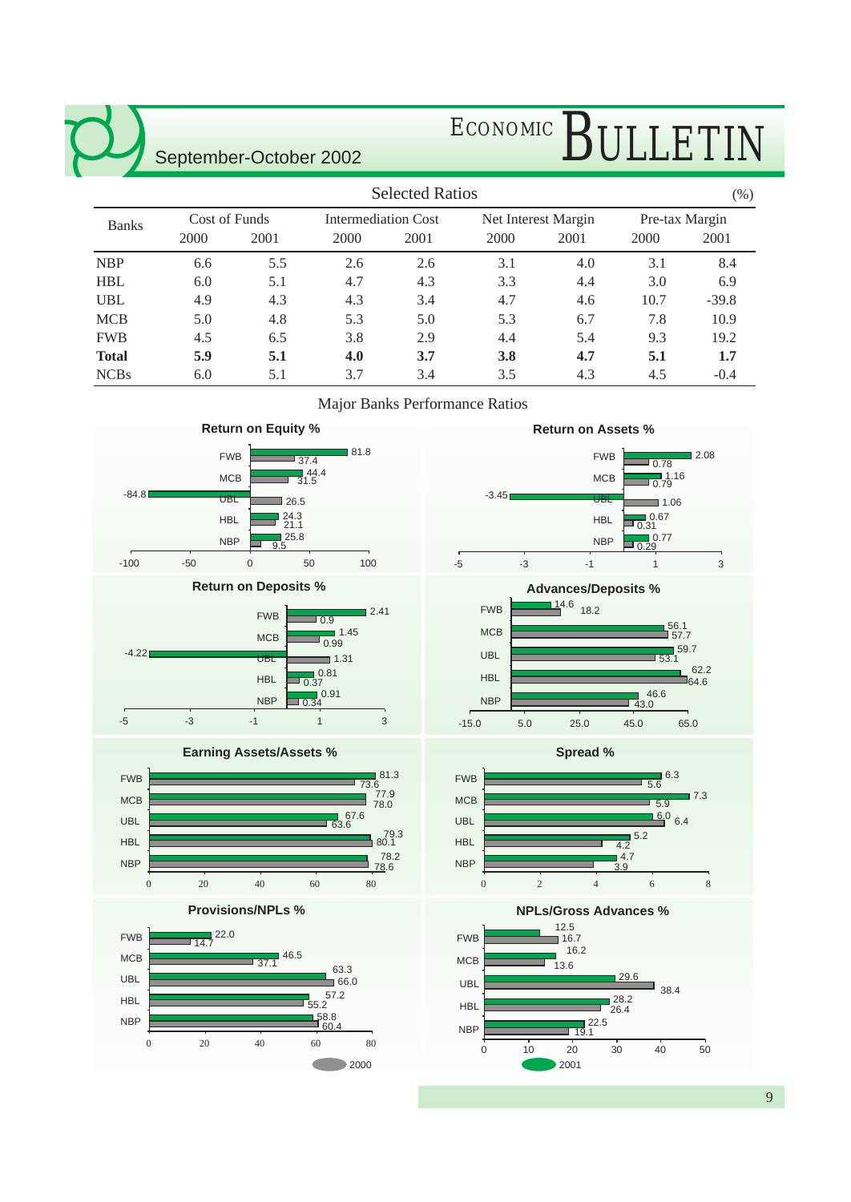## Selected Ratios

(%)

| Banks | Cost of Funds | | Intermediation Cost | | Net Interest Margin | | Pre-tax Margin | |
|---|---|---|---|---|---|---|---|---|
| | 2000 | 2001 | 2000 | 2001 | 2000 | 2001 | 2000 | 2001 |
| NBP | 6.6 | 5.5 | 2.6 | 2.6 | 3.1 | 4.0 | 3.1 | 8.4 |
| HBL | 6.0 | 5.1 | 4.7 | 4.3 | 3.3 | 4.4 | 3.0 | 6.9 |
| UBL | 4.9 | 4.3 | 4.3 | 3.4 | 4.7 | 4.6 | 10.7 | -39.8 |
| MCB | 5.0 | 4.8 | 5.3 | 5.0 | 5.3 | 6.7 | 7.8 | 10.9 |
| FWB | 4.5 | 6.5 | 3.8 | 2.9 | 4.4 | 5.4 | 9.3 | 19.2 |
| **Total** | **5.9** | **5.1** | **4.0** | **3.7** | **3.8** | **4.7** | **5.1** | **1.7** |
| NCBs | 6.0 | 5.1 | 3.7 | 3.4 | 3.5 | 4.3 | 4.5 | -0.4 |

## Major Banks Performance Ratios

| Ratio | FWB 2000 | FWB 2001 | MCB 2000 | MCB 2001 | UBL 2000 | UBL 2001 | HBL 2000 | HBL 2001 | NBP 2000 | NBP 2001 |
|---|---|---|---|---|---|---|---|---|---|---|
| Return on Equity % | 37.4 | 81.8 | 31.5 | 44.4 | 26.5 | -84.8 | 21.1 | 24.3 | 9.5 | 25.8 |
| Return on Assets % | 0.78 | 2.08 | 0.79 | 1.16 | 1.06 | -3.45 | 0.31 | 0.67 | 0.29 | 0.77 |
| Return on Deposits % | 0.9 | 2.41 | 0.99 | 1.45 | 1.31 | -4.22 | 0.37 | 0.81 | 0.34 | 0.91 |
| Advances/Deposits % | 18.2 | 14.6 | 57.7 | 56.1 | 53.1 | 59.7 | 64.6 | 62.2 | 43.0 | 46.6 |
| Earning Assets/Assets % | 73.6 | 81.3 | 78.0 | 77.9 | 63.6 | 67.6 | 80.1 | 79.3 | 78.6 | 78.2 |
| Spread % | 5.6 | 6.3 | 5.9 | 7.3 | 6.4 | 6.0 | 4.2 | 5.2 | 3.9 | 4.7 |
| Provisions/NPLs % | 14.7 | 22.0 | 37.1 | 46.5 | 66.0 | 63.3 | 55.2 | 57.2 | 60.4 | 58.8 |
| NPLs/Gross Advances % | 16.7 | 12.5 | 13.6 | 16.2 | 38.4 | 29.6 | 26.4 | 28.2 | 19.1 | 22.5 |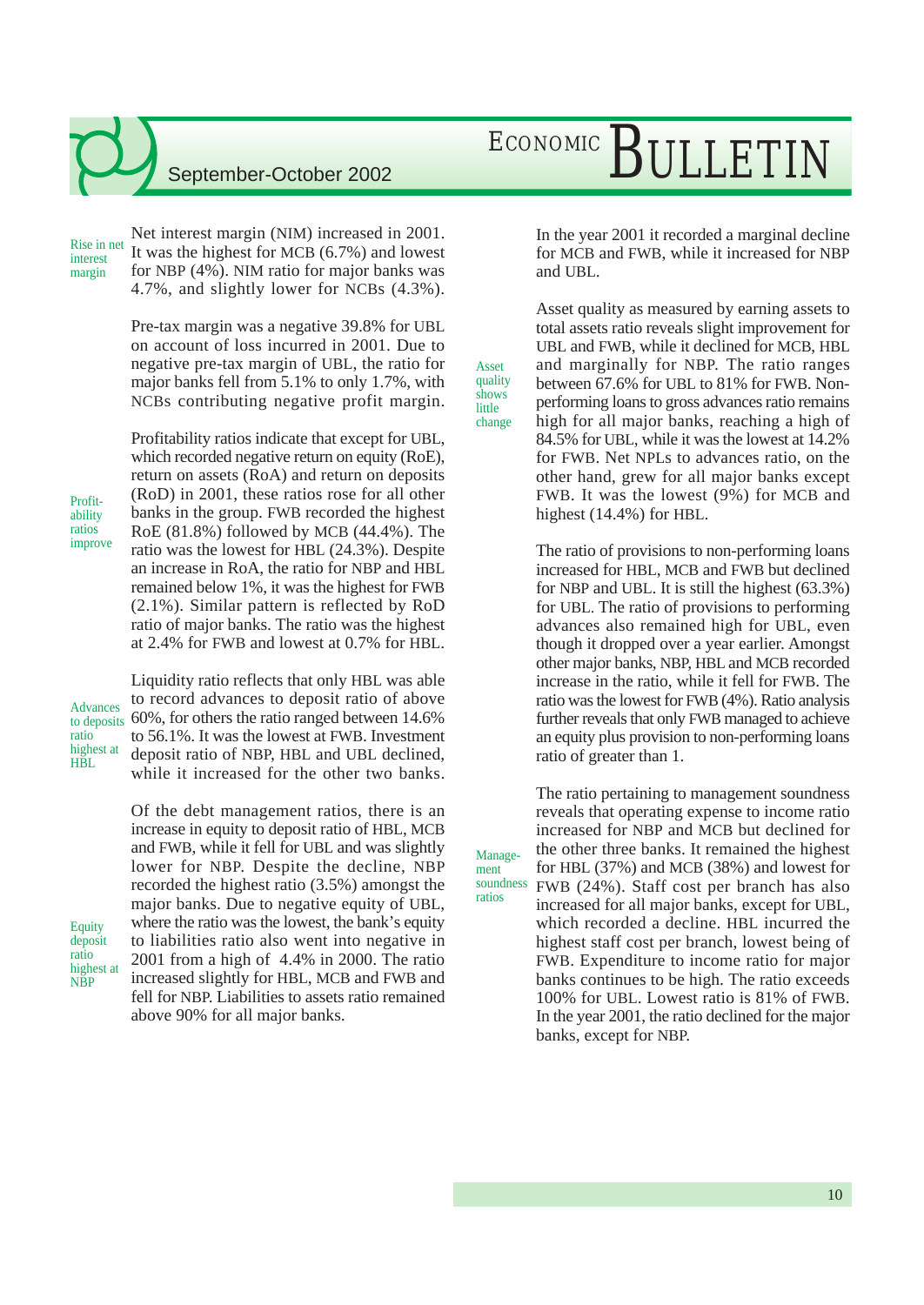*Rise in net interest margin*

Net interest margin (NIM) increased in 2001. It was the highest for MCB (6.7%) and lowest for NBP (4%). NIM ratio for major banks was 4.7%, and slightly lower for NCBs (4.3%).

Pre-tax margin was a negative 39.8% for UBL on account of loss incurred in 2001. Due to negative pre-tax margin of UBL, the ratio for major banks fell from 5.1% to only 1.7%, with NCBs contributing negative profit margin.

*Profitability ratios improve*

Profitability ratios indicate that except for UBL, which recorded negative return on equity (RoE), return on assets (RoA) and return on deposits (RoD) in 2001, these ratios rose for all other banks in the group. FWB recorded the highest RoE (81.8%) followed by MCB (44.4%). The ratio was the lowest for HBL (24.3%). Despite an increase in RoA, the ratio for NBP and HBL remained below 1%, it was the highest for FWB (2.1%). Similar pattern is reflected by RoD ratio of major banks. The ratio was the highest at 2.4% for FWB and lowest at 0.7% for HBL.

*Advances to deposits ratio highest at HBL*

Liquidity ratio reflects that only HBL was able to record advances to deposit ratio of above 60%, for others the ratio ranged between 14.6% to 56.1%. It was the lowest at FWB. Investment deposit ratio of NBP, HBL and UBL declined, while it increased for the other two banks.

*Equity deposit ratio highest at NBP*

Of the debt management ratios, there is an increase in equity to deposit ratio of HBL, MCB and FWB, while it fell for UBL and was slightly lower for NBP. Despite the decline, NBP recorded the highest ratio (3.5%) amongst the major banks. Due to negative equity of UBL, where the ratio was the lowest, the bank's equity to liabilities ratio also went into negative in 2001 from a high of 4.4% in 2000. The ratio increased slightly for HBL, MCB and FWB and fell for NBP. Liabilities to assets ratio remained above 90% for all major banks.

In the year 2001 it recorded a marginal decline for MCB and FWB, while it increased for NBP and UBL.

*Asset quality shows little change*

Asset quality as measured by earning assets to total assets ratio reveals slight improvement for UBL and FWB, while it declined for MCB, HBL and marginally for NBP. The ratio ranges between 67.6% for UBL to 81% for FWB. Non-performing loans to gross advances ratio remains high for all major banks, reaching a high of 84.5% for UBL, while it was the lowest at 14.2% for FWB. Net NPLs to advances ratio, on the other hand, grew for all major banks except FWB. It was the lowest (9%) for MCB and highest (14.4%) for HBL.

The ratio of provisions to non-performing loans increased for HBL, MCB and FWB but declined for NBP and UBL. It is still the highest (63.3%) for UBL. The ratio of provisions to performing advances also remained high for UBL, even though it dropped over a year earlier. Amongst other major banks, NBP, HBL and MCB recorded increase in the ratio, while it fell for FWB. The ratio was the lowest for FWB (4%). Ratio analysis further reveals that only FWB managed to achieve an equity plus provision to non-performing loans ratio of greater than 1.

*Management soundness ratios*

The ratio pertaining to management soundness reveals that operating expense to income ratio increased for NBP and MCB but declined for the other three banks. It remained the highest for HBL (37%) and MCB (38%) and lowest for FWB (24%). Staff cost per branch has also increased for all major banks, except for UBL, which recorded a decline. HBL incurred the highest staff cost per branch, lowest being of FWB. Expenditure to income ratio for major banks continues to be high. The ratio exceeds 100% for UBL. Lowest ratio is 81% of FWB. In the year 2001, the ratio declined for the major banks, except for NBP.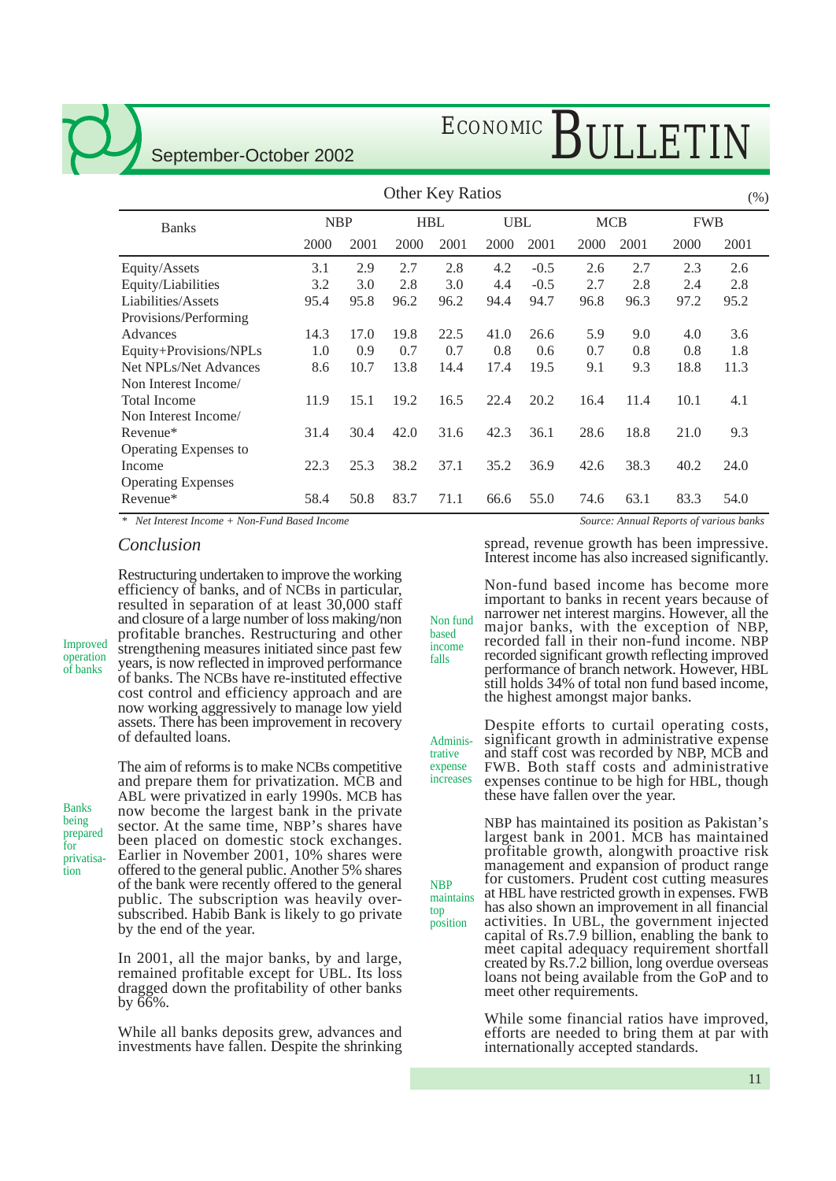### Other Key Ratios

(%)

| Banks | NBP | | HBL | | UBL | | MCB | | FWB | |
|---|---|---|---|---|---|---|---|---|---|---|
| | 2000 | 2001 | 2000 | 2001 | 2000 | 2001 | 2000 | 2001 | 2000 | 2001 |
| Equity/Assets | 3.1 | 2.9 | 2.7 | 2.8 | 4.2 | -0.5 | 2.6 | 2.7 | 2.3 | 2.6 |
| Equity/Liabilities | 3.2 | 3.0 | 2.8 | 3.0 | 4.4 | -0.5 | 2.7 | 2.8 | 2.4 | 2.8 |
| Liabilities/Assets | 95.4 | 95.8 | 96.2 | 96.2 | 94.4 | 94.7 | 96.8 | 96.3 | 97.2 | 95.2 |
| Provisions/Performing Advances | 14.3 | 17.0 | 19.8 | 22.5 | 41.0 | 26.6 | 5.9 | 9.0 | 4.0 | 3.6 |
| Equity+Provisions/NPLs | 1.0 | 0.9 | 0.7 | 0.7 | 0.8 | 0.6 | 0.7 | 0.8 | 0.8 | 1.8 |
| Net NPLs/Net Advances | 8.6 | 10.7 | 13.8 | 14.4 | 17.4 | 19.5 | 9.1 | 9.3 | 18.8 | 11.3 |
| Non Interest Income/ Total Income | 11.9 | 15.1 | 19.2 | 16.5 | 22.4 | 20.2 | 16.4 | 11.4 | 10.1 | 4.1 |
| Non Interest Income/ Revenue* | 31.4 | 30.4 | 42.0 | 31.6 | 42.3 | 36.1 | 28.6 | 18.8 | 21.0 | 9.3 |
| Operating Expenses to Income | 22.3 | 25.3 | 38.2 | 37.1 | 35.2 | 36.9 | 42.6 | 38.3 | 40.2 | 24.0 |
| Operating Expenses Revenue* | 58.4 | 50.8 | 83.7 | 71.1 | 66.6 | 55.0 | 74.6 | 63.1 | 83.3 | 54.0 |

*\* Net Interest Income + Non-Fund Based Income*

*Source: Annual Reports of various banks*

## *Conclusion*

Improved operation of banks

Restructuring undertaken to improve the working efficiency of banks, and of NCBs in particular, resulted in separation of at least 30,000 staff and closure of a large number of loss making/non profitable branches. Restructuring and other strengthening measures initiated since past few years, is now reflected in improved performance of banks. The NCBs have re-instituted effective cost control and efficiency approach and are now working aggressively to manage low yield assets. There has been improvement in recovery of defaulted loans.

Banks being prepared for privatisation

The aim of reforms is to make NCBs competitive and prepare them for privatization. MCB and ABL were privatized in early 1990s. MCB has now become the largest bank in the private sector. At the same time, NBP's shares have been placed on domestic stock exchanges. Earlier in November 2001, 10% shares were offered to the general public. Another 5% shares of the bank were recently offered to the general public. The subscription was heavily over-subscribed. Habib Bank is likely to go private by the end of the year.

In 2001, all the major banks, by and large, remained profitable except for UBL. Its loss dragged down the profitability of other banks by 66%.

While all banks deposits grew, advances and investments have fallen. Despite the shrinking spread, revenue growth has been impressive. Interest income has also increased significantly.

Non fund based income falls

Non-fund based income has become more important to banks in recent years because of narrower net interest margins. However, all the major banks, with the exception of NBP, recorded fall in their non-fund income. NBP recorded significant growth reflecting improved performance of branch network. However, HBL still holds 34% of total non fund based income, the highest amongst major banks.

Administrative expense increases

Despite efforts to curtail operating costs, significant growth in administrative expense and staff cost was recorded by NBP, MCB and FWB. Both staff costs and administrative expenses continue to be high for HBL, though these have fallen over the year.

NBP maintains top position

NBP has maintained its position as Pakistan's largest bank in 2001. MCB has maintained profitable growth, alongwith proactive risk management and expansion of product range for customers. Prudent cost cutting measures at HBL have restricted growth in expenses. FWB has also shown an improvement in all financial activities. In UBL, the government injected capital of Rs.7.9 billion, enabling the bank to meet capital adequacy requirement shortfall created by Rs.7.2 billion, long overdue overseas loans not being available from the GoP and to meet other requirements.

While some financial ratios have improved, efforts are needed to bring them at par with internationally accepted standards.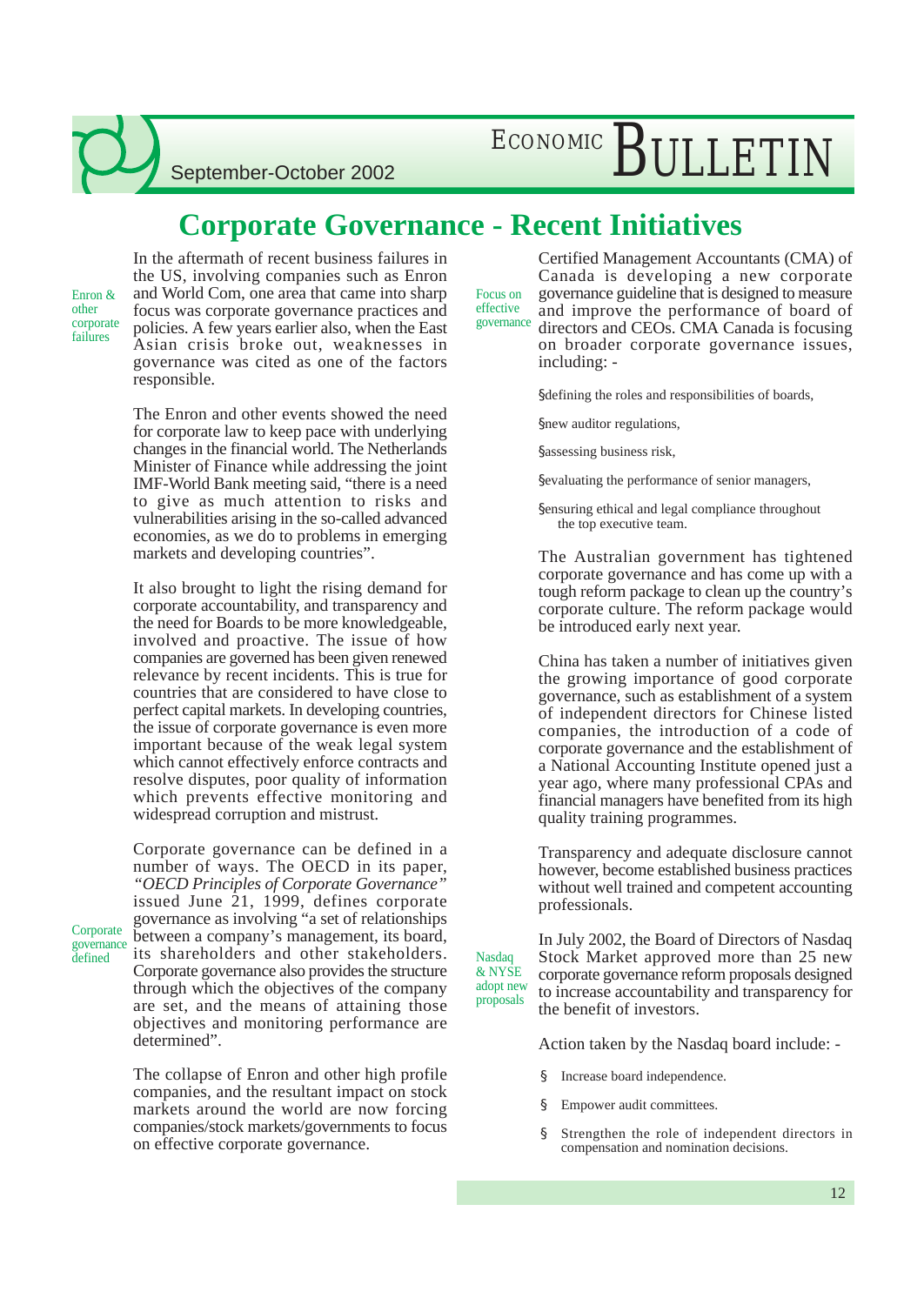# Corporate Governance - Recent Initiatives

Enron & other corporate failures

In the aftermath of recent business failures in the US, involving companies such as Enron and World Com, one area that came into sharp focus was corporate governance practices and policies. A few years earlier also, when the East Asian crisis broke out, weaknesses in governance was cited as one of the factors responsible.

The Enron and other events showed the need for corporate law to keep pace with underlying changes in the financial world. The Netherlands Minister of Finance while addressing the joint IMF-World Bank meeting said, "there is a need to give as much attention to risks and vulnerabilities arising in the so-called advanced economies, as we do to problems in emerging markets and developing countries".

It also brought to light the rising demand for corporate accountability, and transparency and the need for Boards to be more knowledgeable, involved and proactive. The issue of how companies are governed has been given renewed relevance by recent incidents. This is true for countries that are considered to have close to perfect capital markets. In developing countries, the issue of corporate governance is even more important because of the weak legal system which cannot effectively enforce contracts and resolve disputes, poor quality of information which prevents effective monitoring and widespread corruption and mistrust.

Corporate governance defined

Corporate governance can be defined in a number of ways. The OECD in its paper, *"OECD Principles of Corporate Governance"* issued June 21, 1999, defines corporate governance as involving "a set of relationships between a company's management, its board, its shareholders and other stakeholders. Corporate governance also provides the structure through which the objectives of the company are set, and the means of attaining those objectives and monitoring performance are determined".

The collapse of Enron and other high profile companies, and the resultant impact on stock markets around the world are now forcing companies/stock markets/governments to focus on effective corporate governance.

Focus on effective governance

Certified Management Accountants (CMA) of Canada is developing a new corporate governance guideline that is designed to measure and improve the performance of board of directors and CEOs. CMA Canada is focusing on broader corporate governance issues, including: -

§ defining the roles and responsibilities of boards,

§ new auditor regulations,

§ assessing business risk,

§ evaluating the performance of senior managers,

§ ensuring ethical and legal compliance throughout the top executive team.

The Australian government has tightened corporate governance and has come up with a tough reform package to clean up the country's corporate culture. The reform package would be introduced early next year.

China has taken a number of initiatives given the growing importance of good corporate governance, such as establishment of a system of independent directors for Chinese listed companies, the introduction of a code of corporate governance and the establishment of a National Accounting Institute opened just a year ago, where many professional CPAs and financial managers have benefited from its high quality training programmes.

Transparency and adequate disclosure cannot however, become established business practices without well trained and competent accounting professionals.

Nasdaq & NYSE adopt new proposals

In July 2002, the Board of Directors of Nasdaq Stock Market approved more than 25 new corporate governance reform proposals designed to increase accountability and transparency for the benefit of investors.

Action taken by the Nasdaq board include: -

§ Increase board independence.

§ Empower audit committees.

§ Strengthen the role of independent directors in compensation and nomination decisions.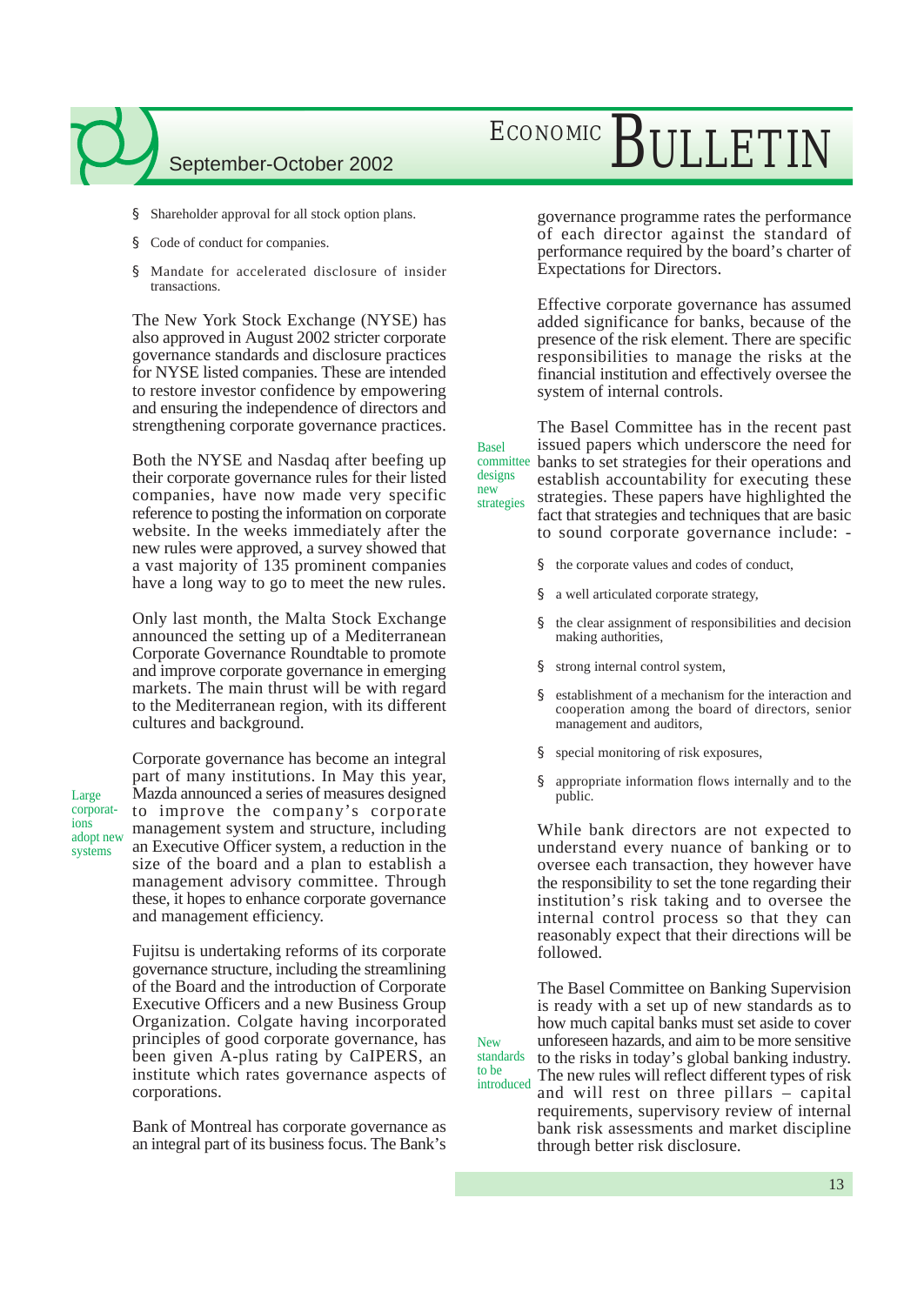- Shareholder approval for all stock option plans.
- Code of conduct for companies.
- Mandate for accelerated disclosure of insider transactions.

The New York Stock Exchange (NYSE) has also approved in August 2002 stricter corporate governance standards and disclosure practices for NYSE listed companies. These are intended to restore investor confidence by empowering and ensuring the independence of directors and strengthening corporate governance practices.

Both the NYSE and Nasdaq after beefing up their corporate governance rules for their listed companies, have now made very specific reference to posting the information on corporate website. In the weeks immediately after the new rules were approved, a survey showed that a vast majority of 135 prominent companies have a long way to go to meet the new rules.

Only last month, the Malta Stock Exchange announced the setting up of a Mediterranean Corporate Governance Roundtable to promote and improve corporate governance in emerging markets. The main thrust will be with regard to the Mediterranean region, with its different cultures and background.

*Large corporations adopt new systems*

Corporate governance has become an integral part of many institutions. In May this year, Mazda announced a series of measures designed to improve the company's corporate management system and structure, including an Executive Officer system, a reduction in the size of the board and a plan to establish a management advisory committee. Through these, it hopes to enhance corporate governance and management efficiency.

Fujitsu is undertaking reforms of its corporate governance structure, including the streamlining of the Board and the introduction of Corporate Executive Officers and a new Business Group Organization. Colgate having incorporated principles of good corporate governance, has been given A-plus rating by CaIPERS, an institute which rates governance aspects of corporations.

Bank of Montreal has corporate governance as an integral part of its business focus. The Bank's governance programme rates the performance of each director against the standard of performance required by the board's charter of Expectations for Directors.

Effective corporate governance has assumed added significance for banks, because of the presence of the risk element. There are specific responsibilities to manage the risks at the financial institution and effectively oversee the system of internal controls.

*Basel committee designs new strategies*

The Basel Committee has in the recent past issued papers which underscore the need for banks to set strategies for their operations and establish accountability for executing these strategies. These papers have highlighted the fact that strategies and techniques that are basic to sound corporate governance include: -

- the corporate values and codes of conduct,
- a well articulated corporate strategy,
- the clear assignment of responsibilities and decision making authorities,
- strong internal control system,
- establishment of a mechanism for the interaction and cooperation among the board of directors, senior management and auditors,
- special monitoring of risk exposures,
- appropriate information flows internally and to the public.

While bank directors are not expected to understand every nuance of banking or to oversee each transaction, they however have the responsibility to set the tone regarding their institution's risk taking and to oversee the internal control process so that they can reasonably expect that their directions will be followed.

*New standards to be introduced*

The Basel Committee on Banking Supervision is ready with a set up of new standards as to how much capital banks must set aside to cover unforeseen hazards, and aim to be more sensitive to the risks in today's global banking industry. The new rules will reflect different types of risk and will rest on three pillars – capital requirements, supervisory review of internal bank risk assessments and market discipline through better risk disclosure.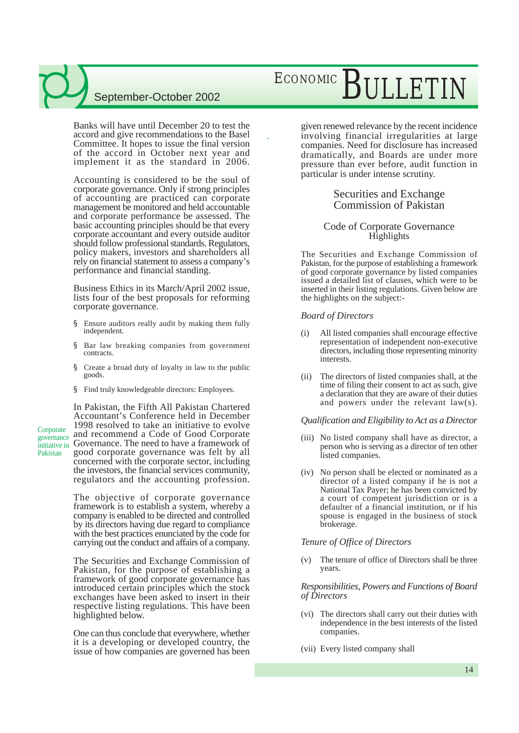Banks will have until December 20 to test the accord and give recommendations to the Basel Committee. It hopes to issue the final version of the accord in October next year and implement it as the standard in 2006.

Accounting is considered to be the soul of corporate governance. Only if strong principles of accounting are practiced can corporate management be monitored and held accountable and corporate performance be assessed. The basic accounting principles should be that every corporate accountant and every outside auditor should follow professional standards. Regulators, policy makers, investors and shareholders all rely on financial statement to assess a company's performance and financial standing.

Business Ethics in its March/April 2002 issue, lists four of the best proposals for reforming corporate governance.

- Ensure auditors really audit by making them fully independent.
- Bar law breaking companies from government contracts.
- Create a broad duty of loyalty in law to the public goods.
- Find truly knowledgeable directors: Employees.

*Corporate governance initiative in Pakistan*

In Pakistan, the Fifth All Pakistan Chartered Accountant's Conference held in December 1998 resolved to take an initiative to evolve and recommend a Code of Good Corporate Governance. The need to have a framework of good corporate governance was felt by all concerned with the corporate sector, including the investors, the financial services community, regulators and the accounting profession.

The objective of corporate governance framework is to establish a system, whereby a company is enabled to be directed and controlled by its directors having due regard to compliance with the best practices enunciated by the code for carrying out the conduct and affairs of a company.

The Securities and Exchange Commission of Pakistan, for the purpose of establishing a framework of good corporate governance has introduced certain principles which the stock exchanges have been asked to insert in their respective listing regulations. This have been highlighted below.

One can thus conclude that everywhere, whether it is a developing or developed country, the issue of how companies are governed has been given renewed relevance by the recent incidence involving financial irregularities at large companies. Need for disclosure has increased dramatically, and Boards are under more pressure than ever before, audit function in particular is under intense scrutiny.

## Securities and Exchange Commission of Pakistan

### Code of Corporate Governance Highlights

The Securities and Exchange Commission of Pakistan, for the purpose of establishing a framework of good corporate governance by listed companies issued a detailed list of clauses, which were to be inserted in their listing regulations. Given below are the highlights on the subject:-

*Board of Directors*

(i) All listed companies shall encourage effective representation of independent non-executive directors, including those representing minority interests.

(ii) The directors of listed companies shall, at the time of filing their consent to act as such, give a declaration that they are aware of their duties and powers under the relevant law(s).

*Qualification and Eligibility to Act as a Director*

(iii) No listed company shall have as director, a person who is serving as a director of ten other listed companies.

(iv) No person shall be elected or nominated as a director of a listed company if he is not a National Tax Payer; he has been convicted by a court of competent jurisdiction or is a defaulter of a financial institution, or if his spouse is engaged in the business of stock brokerage.

*Tenure of Office of Directors*

(v) The tenure of office of Directors shall be three years.

*Responsibilities, Powers and Functions of Board of Directors*

(vi) The directors shall carry out their duties with independence in the best interests of the listed companies.

(vii) Every listed company shall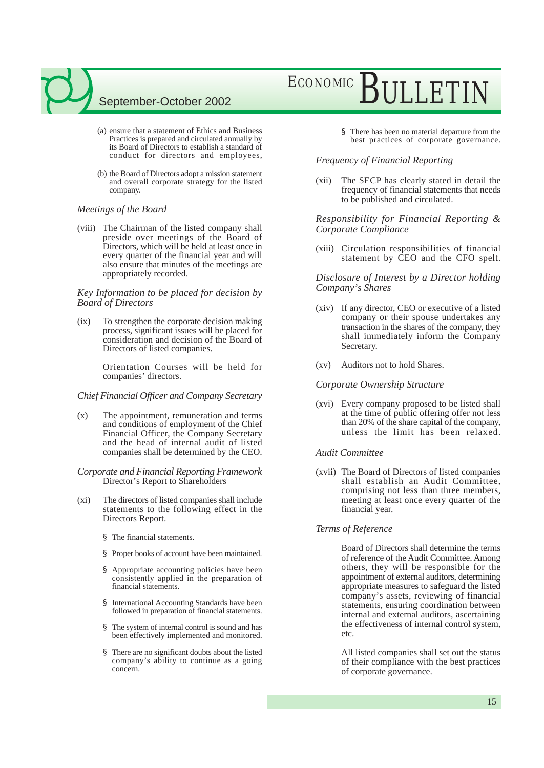(a) ensure that a statement of Ethics and Business Practices is prepared and circulated annually by its Board of Directors to establish a standard of conduct for directors and employees,

(b) the Board of Directors adopt a mission statement and overall corporate strategy for the listed company.

*Meetings of the Board*

(viii) The Chairman of the listed company shall preside over meetings of the Board of Directors, which will be held at least once in every quarter of the financial year and will also ensure that minutes of the meetings are appropriately recorded.

*Key Information to be placed for decision by Board of Directors*

(ix) To strengthen the corporate decision making process, significant issues will be placed for consideration and decision of the Board of Directors of listed companies.

Orientation Courses will be held for companies' directors.

*Chief Financial Officer and Company Secretary*

(x) The appointment, remuneration and terms and conditions of employment of the Chief Financial Officer, the Company Secretary and the head of internal audit of listed companies shall be determined by the CEO.

*Corporate and Financial Reporting Framework*
Director's Report to Shareholders

(xi) The directors of listed companies shall include statements to the following effect in the Directors Report.

- The financial statements.
- Proper books of account have been maintained.
- Appropriate accounting policies have been consistently applied in the preparation of financial statements.
- International Accounting Standards have been followed in preparation of financial statements.
- The system of internal control is sound and has been effectively implemented and monitored.
- There are no significant doubts about the listed company's ability to continue as a going concern.
- There has been no material departure from the best practices of corporate governance.

*Frequency of Financial Reporting*

(xii) The SECP has clearly stated in detail the frequency of financial statements that needs to be published and circulated.

*Responsibility for Financial Reporting & Corporate Compliance*

(xiii) Circulation responsibilities of financial statement by CEO and the CFO spelt.

*Disclosure of Interest by a Director holding Company's Shares*

(xiv) If any director, CEO or executive of a listed company or their spouse undertakes any transaction in the shares of the company, they shall immediately inform the Company Secretary.

(xv) Auditors not to hold Shares.

*Corporate Ownership Structure*

(xvi) Every company proposed to be listed shall at the time of public offering offer not less than 20% of the share capital of the company, unless the limit has been relaxed.

*Audit Committee*

(xvii) The Board of Directors of listed companies shall establish an Audit Committee, comprising not less than three members, meeting at least once every quarter of the financial year.

*Terms of Reference*

Board of Directors shall determine the terms of reference of the Audit Committee. Among others, they will be responsible for the appointment of external auditors, determining appropriate measures to safeguard the listed company's assets, reviewing of financial statements, ensuring coordination between internal and external auditors, ascertaining the effectiveness of internal control system, etc.

All listed companies shall set out the status of their compliance with the best practices of corporate governance.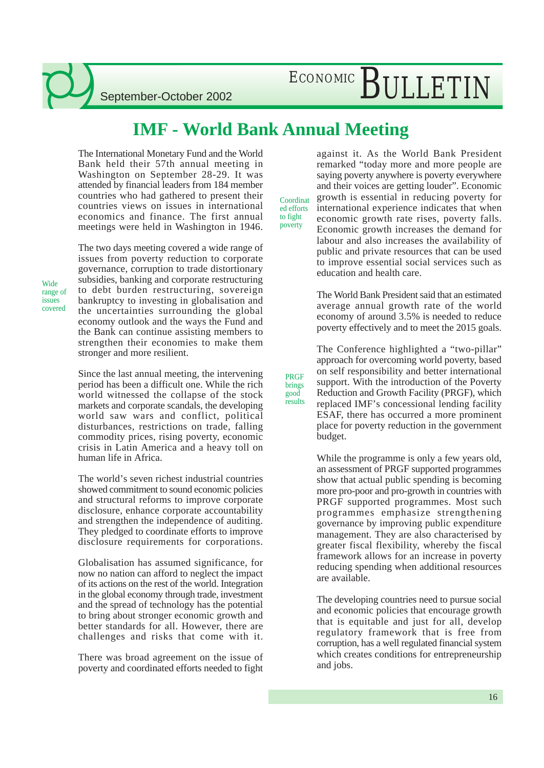# IMF - World Bank Annual Meeting

The International Monetary Fund and the World Bank held their 57th annual meeting in Washington on September 28-29. It was attended by financial leaders from 184 member countries who had gathered to present their countries views on issues in international economics and finance. The first annual meetings were held in Washington in 1946.

*Wide range of issues covered*

The two days meeting covered a wide range of issues from poverty reduction to corporate governance, corruption to trade distortionary subsidies, banking and corporate restructuring to debt burden restructuring, sovereign bankruptcy to investing in globalisation and the uncertainties surrounding the global economy outlook and the ways the Fund and the Bank can continue assisting members to strengthen their economies to make them stronger and more resilient.

Since the last annual meeting, the intervening period has been a difficult one. While the rich world witnessed the collapse of the stock markets and corporate scandals, the developing world saw wars and conflict, political disturbances, restrictions on trade, falling commodity prices, rising poverty, economic crisis in Latin America and a heavy toll on human life in Africa.

The world's seven richest industrial countries showed commitment to sound economic policies and structural reforms to improve corporate disclosure, enhance corporate accountability and strengthen the independence of auditing. They pledged to coordinate efforts to improve disclosure requirements for corporations.

Globalisation has assumed significance, for now no nation can afford to neglect the impact of its actions on the rest of the world. Integration in the global economy through trade, investment and the spread of technology has the potential to bring about stronger economic growth and better standards for all. However, there are challenges and risks that come with it.

There was broad agreement on the issue of poverty and coordinated efforts needed to fight against it. As the World Bank President remarked "today more and more people are saying poverty anywhere is poverty everywhere and their voices are getting louder". Economic growth is essential in reducing poverty for international experience indicates that when economic growth rate rises, poverty falls. Economic growth increases the demand for labour and also increases the availability of public and private resources that can be used to improve essential social services such as education and health care.

*Coordinated efforts to fight poverty*

The World Bank President said that an estimated average annual growth rate of the world economy of around 3.5% is needed to reduce poverty effectively and to meet the 2015 goals.

The Conference highlighted a "two-pillar" approach for overcoming world poverty, based on self responsibility and better international support. With the introduction of the Poverty Reduction and Growth Facility (PRGF), which replaced IMF's concessional lending facility ESAF, there has occurred a more prominent place for poverty reduction in the government budget.

*PRGF brings good results*

While the programme is only a few years old, an assessment of PRGF supported programmes show that actual public spending is becoming more pro-poor and pro-growth in countries with PRGF supported programmes. Most such programmes emphasize strengthening governance by improving public expenditure management. They are also characterised by greater fiscal flexibility, whereby the fiscal framework allows for an increase in poverty reducing spending when additional resources are available.

The developing countries need to pursue social and economic policies that encourage growth that is equitable and just for all, develop regulatory framework that is free from corruption, has a well regulated financial system which creates conditions for entrepreneurship and jobs.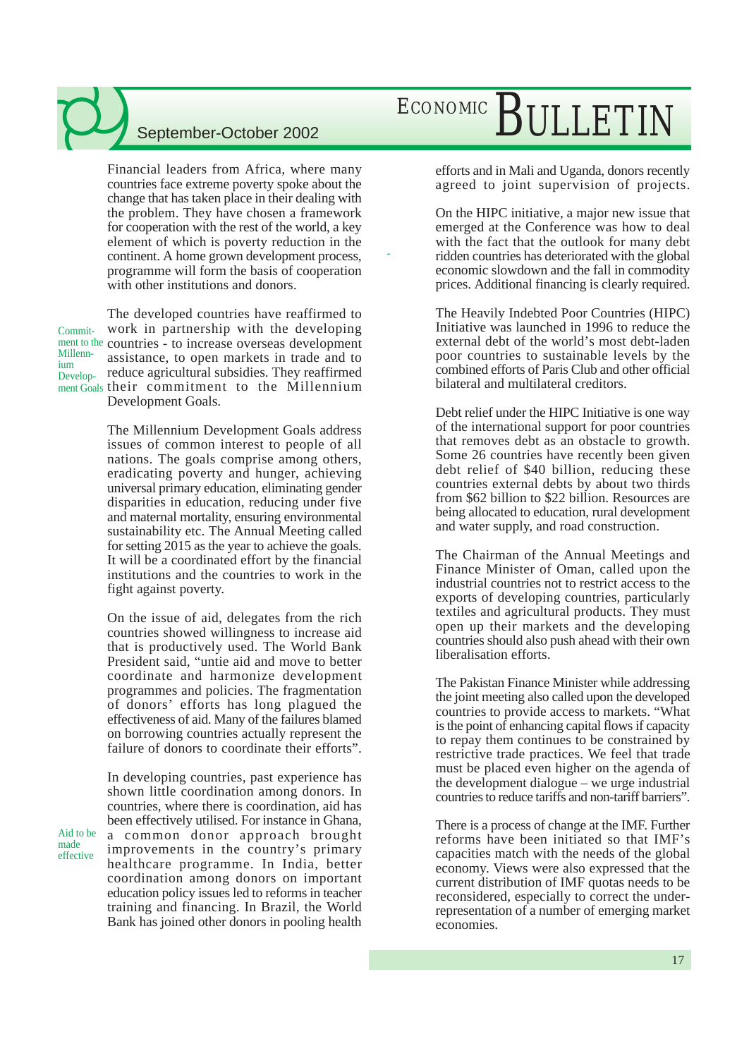Financial leaders from Africa, where many countries face extreme poverty spoke about the change that has taken place in their dealing with the problem. They have chosen a framework for cooperation with the rest of the world, a key element of which is poverty reduction in the continent. A home grown development process, programme will form the basis of cooperation with other institutions and donors.

*Commitment to the Millennium Development Goals*

The developed countries have reaffirmed to work in partnership with the developing countries - to increase overseas development assistance, to open markets in trade and to reduce agricultural subsidies. They reaffirmed their commitment to the Millennium Development Goals.

The Millennium Development Goals address issues of common interest to people of all nations. The goals comprise among others, eradicating poverty and hunger, achieving universal primary education, eliminating gender disparities in education, reducing under five and maternal mortality, ensuring environmental sustainability etc. The Annual Meeting called for setting 2015 as the year to achieve the goals. It will be a coordinated effort by the financial institutions and the countries to work in the fight against poverty.

On the issue of aid, delegates from the rich countries showed willingness to increase aid that is productively used. The World Bank President said, "untie aid and move to better coordinate and harmonize development programmes and policies. The fragmentation of donors' efforts has long plagued the effectiveness of aid. Many of the failures blamed on borrowing countries actually represent the failure of donors to coordinate their efforts".

*Aid to be made effective*

In developing countries, past experience has shown little coordination among donors. In countries, where there is coordination, aid has been effectively utilised. For instance in Ghana, a common donor approach brought improvements in the country's primary healthcare programme. In India, better coordination among donors on important education policy issues led to reforms in teacher training and financing. In Brazil, the World Bank has joined other donors in pooling health efforts and in Mali and Uganda, donors recently agreed to joint supervision of projects.

On the HIPC initiative, a major new issue that emerged at the Conference was how to deal with the fact that the outlook for many debt ridden countries has deteriorated with the global economic slowdown and the fall in commodity prices. Additional financing is clearly required.

The Heavily Indebted Poor Countries (HIPC) Initiative was launched in 1996 to reduce the external debt of the world's most debt-laden poor countries to sustainable levels by the combined efforts of Paris Club and other official bilateral and multilateral creditors.

Debt relief under the HIPC Initiative is one way of the international support for poor countries that removes debt as an obstacle to growth. Some 26 countries have recently been given debt relief of $40 billion, reducing these countries external debts by about two thirds from $62 billion to $22 billion. Resources are being allocated to education, rural development and water supply, and road construction.

The Chairman of the Annual Meetings and Finance Minister of Oman, called upon the industrial countries not to restrict access to the exports of developing countries, particularly textiles and agricultural products. They must open up their markets and the developing countries should also push ahead with their own liberalisation efforts.

The Pakistan Finance Minister while addressing the joint meeting also called upon the developed countries to provide access to markets. "What is the point of enhancing capital flows if capacity to repay them continues to be constrained by restrictive trade practices. We feel that trade must be placed even higher on the agenda of the development dialogue – we urge industrial countries to reduce tariffs and non-tariff barriers".

There is a process of change at the IMF. Further reforms have been initiated so that IMF's capacities match with the needs of the global economy. Views were also expressed that the current distribution of IMF quotas needs to be reconsidered, especially to correct the under-representation of a number of emerging market economies.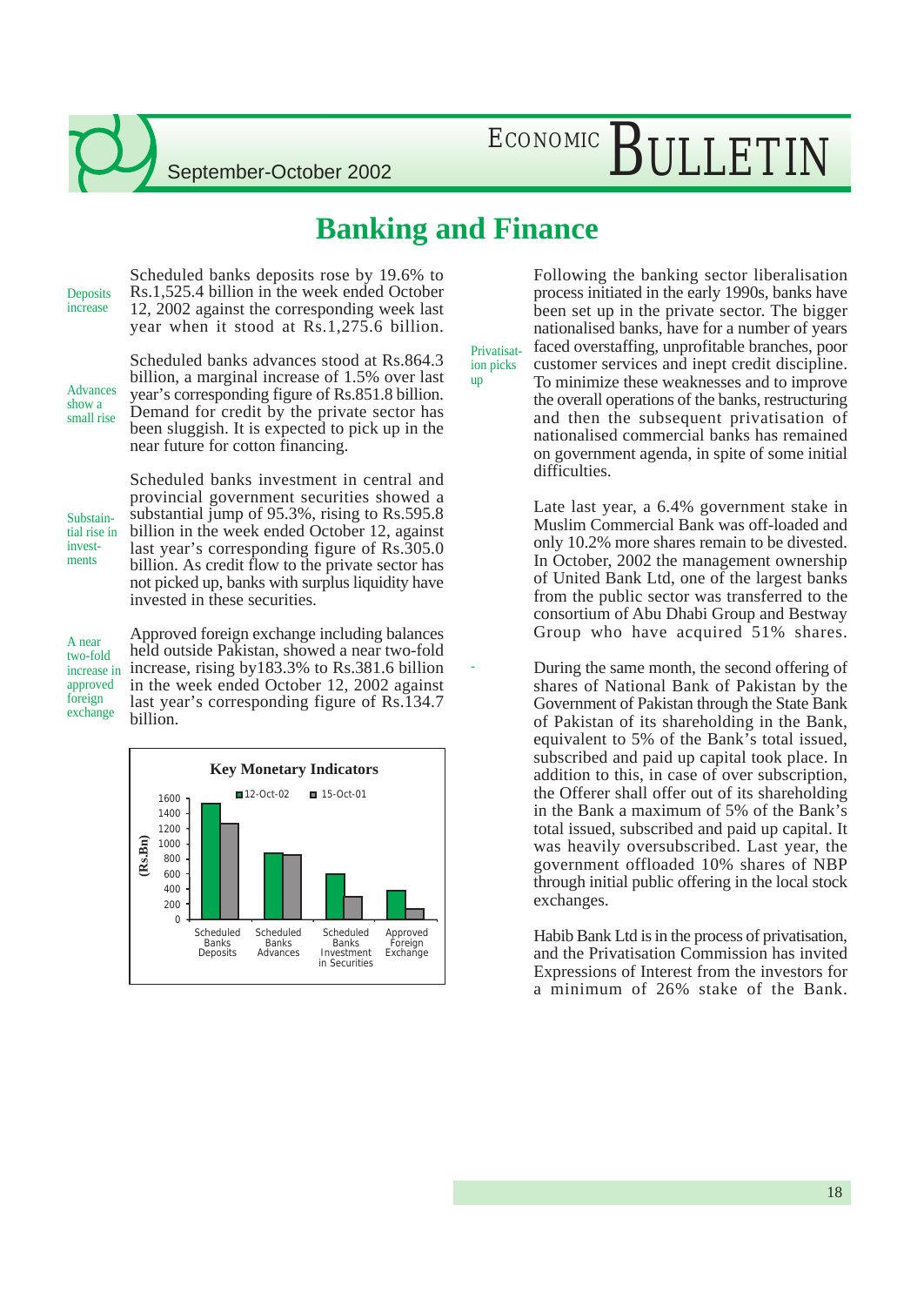# Banking and Finance

**Deposits increase**

Scheduled banks deposits rose by 19.6% to Rs.1,525.4 billion in the week ended October 12, 2002 against the corresponding week last year when it stood at Rs.1,275.6 billion.

**Advances show a small rise**

Scheduled banks advances stood at Rs.864.3 billion, a marginal increase of 1.5% over last year's corresponding figure of Rs.851.8 billion. Demand for credit by the private sector has been sluggish. It is expected to pick up in the near future for cotton financing.

**Substantial rise in investments**

Scheduled banks investment in central and provincial government securities showed a substantial jump of 95.3%, rising to Rs.595.8 billion in the week ended October 12, against last year's corresponding figure of Rs.305.0 billion. As credit flow to the private sector has not picked up, banks with surplus liquidity have invested in these securities.

**A near two-fold increase in approved foreign exchange**

Approved foreign exchange including balances held outside Pakistan, showed a near two-fold increase, rising by183.3% to Rs.381.6 billion in the week ended October 12, 2002 against last year's corresponding figure of Rs.134.7 billion.

**Key Monetary Indicators**

(Rs.Bn) — 12-Oct-02 / 15-Oct-01

Categories: Scheduled Banks Deposits; Scheduled Banks Advances; Scheduled Banks Investment in Securities; Approved Foreign Exchange

**Privatisation picks up**

Following the banking sector liberalisation process initiated in the early 1990s, banks have been set up in the private sector. The bigger nationalised banks, have for a number of years faced overstaffing, unprofitable branches, poor customer services and inept credit discipline. To minimize these weaknesses and to improve the overall operations of the banks, restructuring and then the subsequent privatisation of nationalised commercial banks has remained on government agenda, in spite of some initial difficulties.

Late last year, a 6.4% government stake in Muslim Commercial Bank was off-loaded and only 10.2% more shares remain to be divested. In October, 2002 the management ownership of United Bank Ltd, one of the largest banks from the public sector was transferred to the consortium of Abu Dhabi Group and Bestway Group who have acquired 51% shares.

During the same month, the second offering of shares of National Bank of Pakistan by the Government of Pakistan through the State Bank of Pakistan of its shareholding in the Bank, equivalent to 5% of the Bank's total issued, subscribed and paid up capital took place. In addition to this, in case of over subscription, the Offerer shall offer out of its shareholding in the Bank a maximum of 5% of the Bank's total issued, subscribed and paid up capital. It was heavily oversubscribed. Last year, the government offloaded 10% shares of NBP through initial public offering in the local stock exchanges.

Habib Bank Ltd is in the process of privatisation, and the Privatisation Commission has invited Expressions of Interest from the investors for a minimum of 26% stake of the Bank.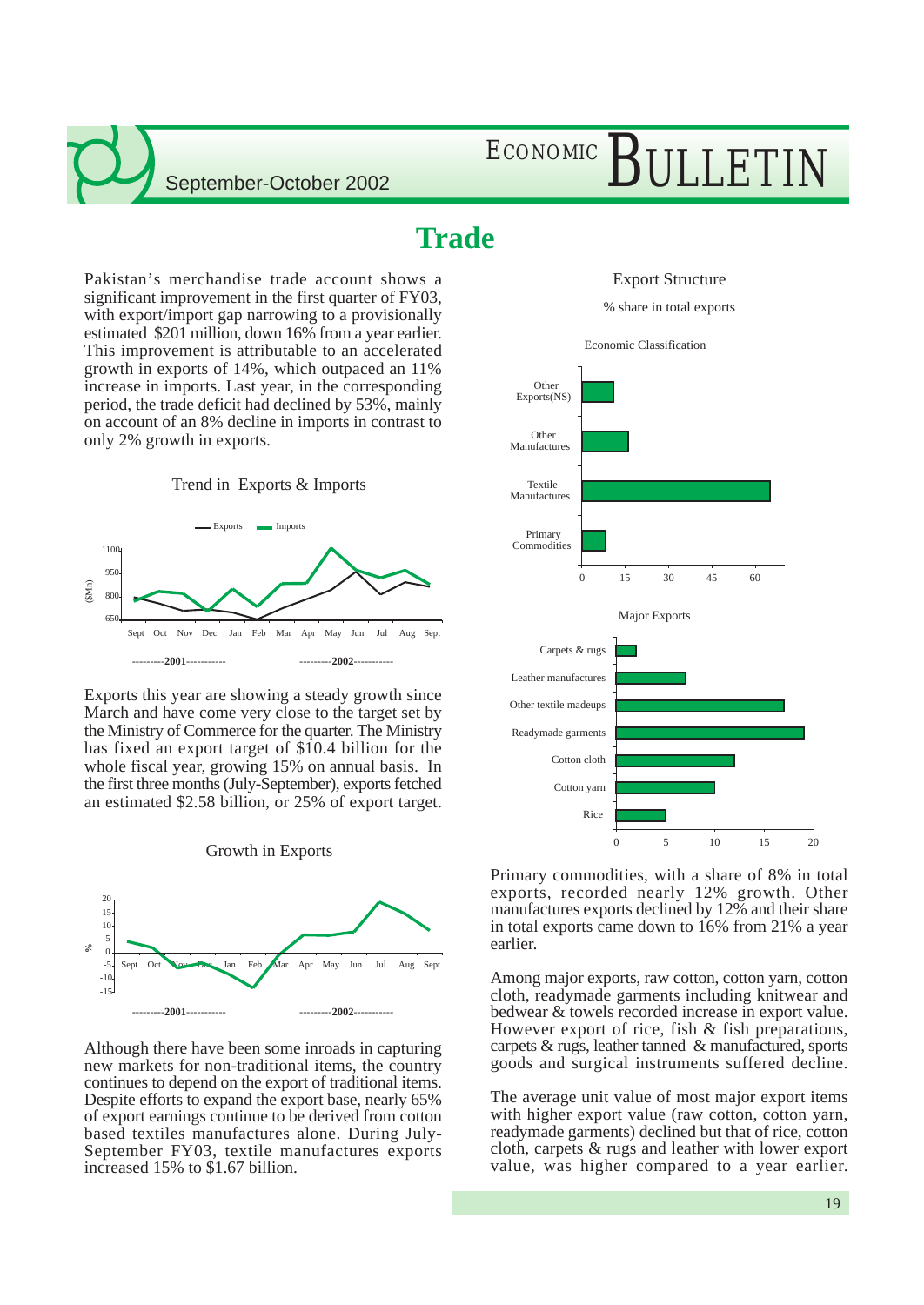# Trade

Pakistan's merchandise trade account shows a significant improvement in the first quarter of FY03, with export/import gap narrowing to a provisionally estimated $201 million, down 16% from a year earlier. This improvement is attributable to an accelerated growth in exports of 14%, which outpaced an 11% increase in imports. Last year, in the corresponding period, the trade deficit had declined by 53%, mainly on account of an 8% decline in imports in contrast to only 2% growth in exports.

Trend in Exports & Imports

Exports this year are showing a steady growth since March and have come very close to the target set by the Ministry of Commerce for the quarter. The Ministry has fixed an export target of $10.4 billion for the whole fiscal year, growing 15% on annual basis. In the first three months (July-September), exports fetched an estimated $2.58 billion, or 25% of export target.

Growth in Exports

Although there have been some inroads in capturing new markets for non-traditional items, the country continues to depend on the export of traditional items. Despite efforts to expand the export base, nearly 65% of export earnings continue to be derived from cotton based textiles manufactures alone. During July-September FY03, textile manufactures exports increased 15% to $1.67 billion.

Export Structure

% share in total exports

Economic Classification

Major Exports

Primary commodities, with a share of 8% in total exports, recorded nearly 12% growth. Other manufactures exports declined by 12% and their share in total exports came down to 16% from 21% a year earlier.

Among major exports, raw cotton, cotton yarn, cotton cloth, readymade garments including knitwear and bedwear & towels recorded increase in export value. However export of rice, fish & fish preparations, carpets & rugs, leather tanned & manufactured, sports goods and surgical instruments suffered decline.

The average unit value of most major export items with higher export value (raw cotton, cotton yarn, readymade garments) declined but that of rice, cotton cloth, carpets & rugs and leather with lower export value, was higher compared to a year earlier.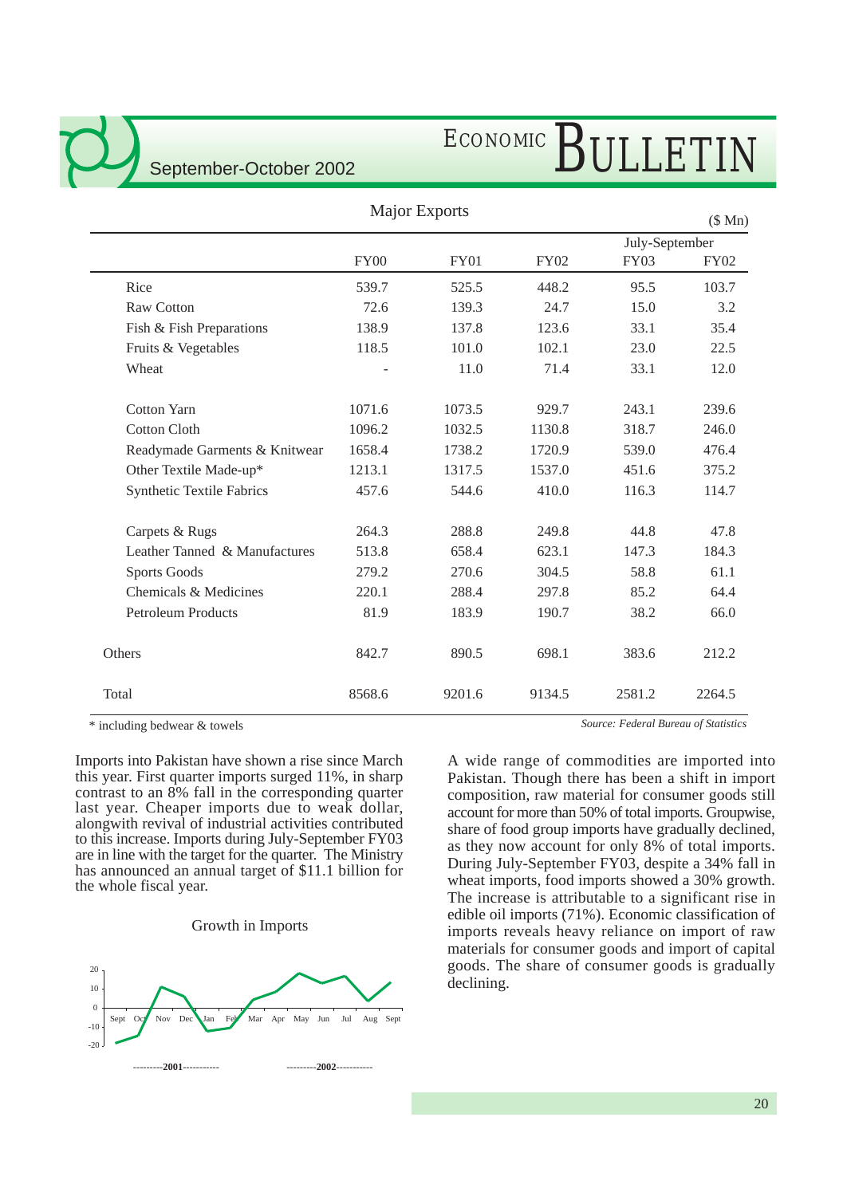## Major Exports

($ Mn)

| | FY00 | FY01 | FY02 | July-September FY03 | July-September FY02 |
|---|---|---|---|---|---|
| Rice | 539.7 | 525.5 | 448.2 | 95.5 | 103.7 |
| Raw Cotton | 72.6 | 139.3 | 24.7 | 15.0 | 3.2 |
| Fish & Fish Preparations | 138.9 | 137.8 | 123.6 | 33.1 | 35.4 |
| Fruits & Vegetables | 118.5 | 101.0 | 102.1 | 23.0 | 22.5 |
| Wheat | - | 11.0 | 71.4 | 33.1 | 12.0 |
| Cotton Yarn | 1071.6 | 1073.5 | 929.7 | 243.1 | 239.6 |
| Cotton Cloth | 1096.2 | 1032.5 | 1130.8 | 318.7 | 246.0 |
| Readymade Garments & Knitwear | 1658.4 | 1738.2 | 1720.9 | 539.0 | 476.4 |
| Other Textile Made-up* | 1213.1 | 1317.5 | 1537.0 | 451.6 | 375.2 |
| Synthetic Textile Fabrics | 457.6 | 544.6 | 410.0 | 116.3 | 114.7 |
| Carpets & Rugs | 264.3 | 288.8 | 249.8 | 44.8 | 47.8 |
| Leather Tanned & Manufactures | 513.8 | 658.4 | 623.1 | 147.3 | 184.3 |
| Sports Goods | 279.2 | 270.6 | 304.5 | 58.8 | 61.1 |
| Chemicals & Medicines | 220.1 | 288.4 | 297.8 | 85.2 | 64.4 |
| Petroleum Products | 81.9 | 183.9 | 190.7 | 38.2 | 66.0 |
| Others | 842.7 | 890.5 | 698.1 | 383.6 | 212.2 |
| Total | 8568.6 | 9201.6 | 9134.5 | 2581.2 | 2264.5 |

\* including bedwear & towels

*Source: Federal Bureau of Statistics*

Imports into Pakistan have shown a rise since March this year. First quarter imports surged 11%, in sharp contrast to an 8% fall in the corresponding quarter last year. Cheaper imports due to weak dollar, alongwith revival of industrial activities contributed to this increase. Imports during July-September FY03 are in line with the target for the quarter. The Ministry has announced an annual target of $11.1 billion for the whole fiscal year.

Growth in Imports

A wide range of commodities are imported into Pakistan. Though there has been a shift in import composition, raw material for consumer goods still account for more than 50% of total imports. Groupwise, share of food group imports have gradually declined, as they now account for only 8% of total imports. During July-September FY03, despite a 34% fall in wheat imports, food imports showed a 30% growth. The increase is attributable to a significant rise in edible oil imports (71%). Economic classification of imports reveals heavy reliance on import of raw materials for consumer goods and import of capital goods. The share of consumer goods is gradually declining.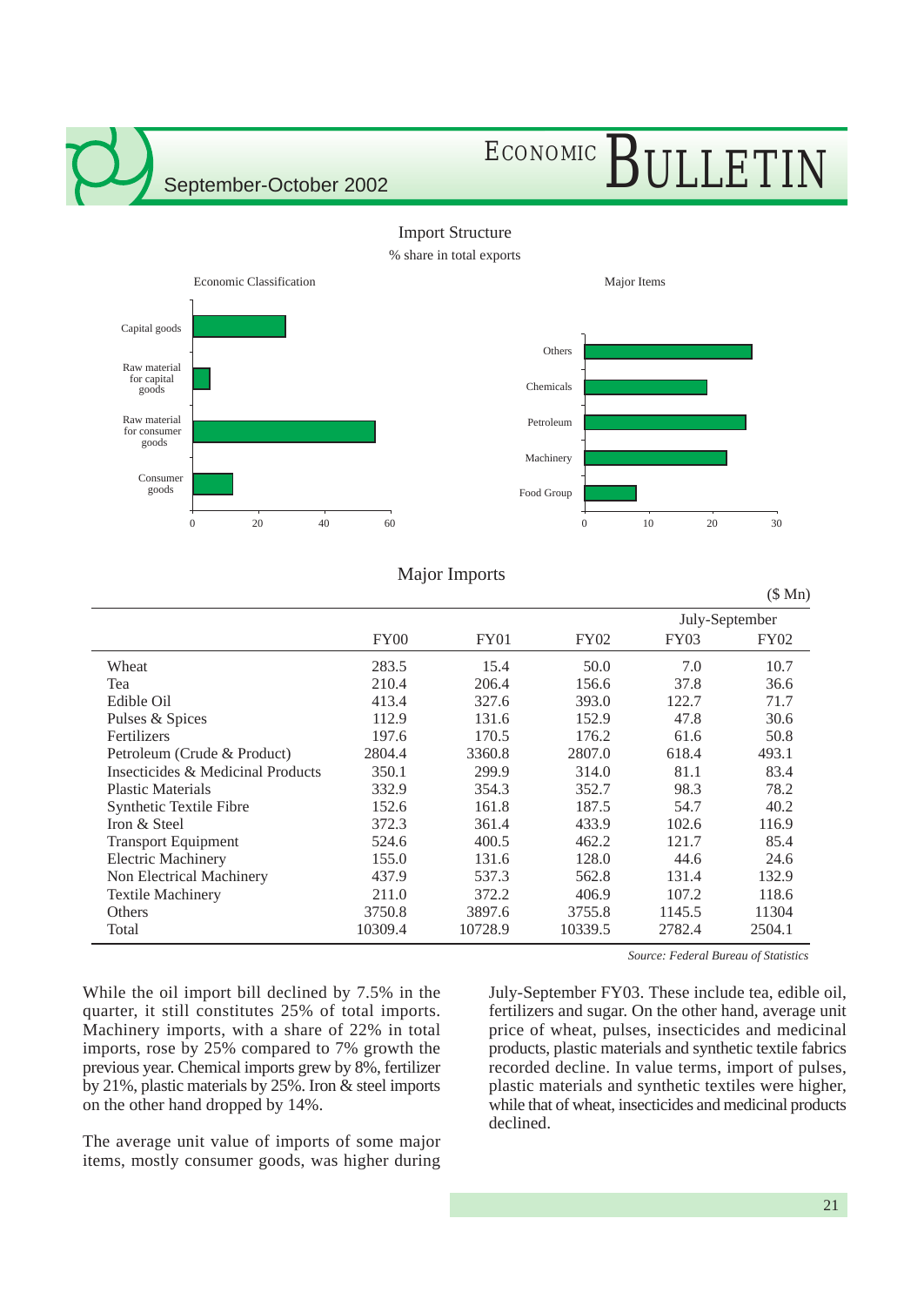## Import Structure

% share in total exports

Economic Classification

Major Items

## Major Imports

($ Mn)

| | FY00 | FY01 | FY02 | July-September FY03 | July-September FY02 |
|---|---|---|---|---|---|
| Wheat | 283.5 | 15.4 | 50.0 | 7.0 | 10.7 |
| Tea | 210.4 | 206.4 | 156.6 | 37.8 | 36.6 |
| Edible Oil | 413.4 | 327.6 | 393.0 | 122.7 | 71.7 |
| Pulses & Spices | 112.9 | 131.6 | 152.9 | 47.8 | 30.6 |
| Fertilizers | 197.6 | 170.5 | 176.2 | 61.6 | 50.8 |
| Petroleum (Crude & Product) | 2804.4 | 3360.8 | 2807.0 | 618.4 | 493.1 |
| Insecticides & Medicinal Products | 350.1 | 299.9 | 314.0 | 81.1 | 83.4 |
| Plastic Materials | 332.9 | 354.3 | 352.7 | 98.3 | 78.2 |
| Synthetic Textile Fibre | 152.6 | 161.8 | 187.5 | 54.7 | 40.2 |
| Iron & Steel | 372.3 | 361.4 | 433.9 | 102.6 | 116.9 |
| Transport Equipment | 524.6 | 400.5 | 462.2 | 121.7 | 85.4 |
| Electric Machinery | 155.0 | 131.6 | 128.0 | 44.6 | 24.6 |
| Non Electrical Machinery | 437.9 | 537.3 | 562.8 | 131.4 | 132.9 |
| Textile Machinery | 211.0 | 372.2 | 406.9 | 107.2 | 118.6 |
| Others | 3750.8 | 3897.6 | 3755.8 | 1145.5 | 11304 |
| Total | 10309.4 | 10728.9 | 10339.5 | 2782.4 | 2504.1 |

*Source: Federal Bureau of Statistics*

While the oil import bill declined by 7.5% in the quarter, it still constitutes 25% of total imports. Machinery imports, with a share of 22% in total imports, rose by 25% compared to 7% growth the previous year. Chemical imports grew by 8%, fertilizer by 21%, plastic materials by 25%. Iron & steel imports on the other hand dropped by 14%.

The average unit value of imports of some major items, mostly consumer goods, was higher during July-September FY03. These include tea, edible oil, fertilizers and sugar. On the other hand, average unit price of wheat, pulses, insecticides and medicinal products, plastic materials and synthetic textile fabrics recorded decline. In value terms, import of pulses, plastic materials and synthetic textiles were higher, while that of wheat, insecticides and medicinal products declined.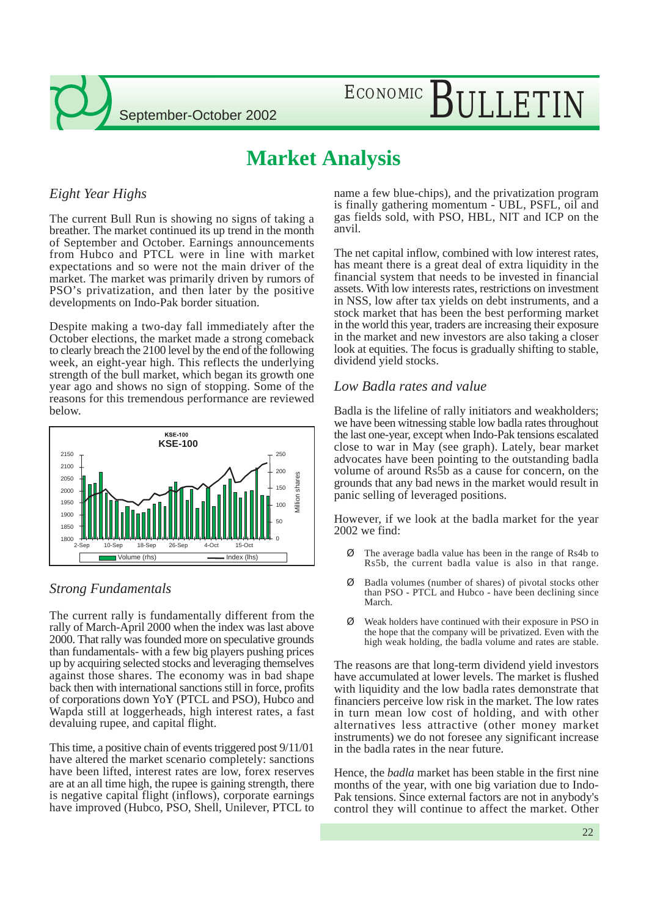# Market Analysis

## *Eight Year Highs*

The current Bull Run is showing no signs of taking a breather. The market continued its up trend in the month of September and October. Earnings announcements from Hubco and PTCL were in line with market expectations and so were not the main driver of the market. The market was primarily driven by rumors of PSO's privatization, and then later by the positive developments on Indo-Pak border situation.

Despite making a two-day fall immediately after the October elections, the market made a strong comeback to clearly breach the 2100 level by the end of the following week, an eight-year high. This reflects the underlying strength of the bull market, which began its growth one year ago and shows no sign of stopping. Some of the reasons for this tremendous performance are reviewed below.

## *Strong Fundamentals*

The current rally is fundamentally different from the rally of March-April 2000 when the index was last above 2000. That rally was founded more on speculative grounds than fundamentals- with a few big players pushing prices up by acquiring selected stocks and leveraging themselves against those shares. The economy was in bad shape back then with international sanctions still in force, profits of corporations down YoY (PTCL and PSO), Hubco and Wapda still at loggerheads, high interest rates, a fast devaluing rupee, and capital flight.

This time, a positive chain of events triggered post 9/11/01 have altered the market scenario completely: sanctions have been lifted, interest rates are low, forex reserves are at an all time high, the rupee is gaining strength, there is negative capital flight (inflows), corporate earnings have improved (Hubco, PSO, Shell, Unilever, PTCL to name a few blue-chips), and the privatization program is finally gathering momentum - UBL, PSFL, oil and gas fields sold, with PSO, HBL, NIT and ICP on the anvil.

The net capital inflow, combined with low interest rates, has meant there is a great deal of extra liquidity in the financial system that needs to be invested in financial assets. With low interests rates, restrictions on investment in NSS, low after tax yields on debt instruments, and a stock market that has been the best performing market in the world this year, traders are increasing their exposure in the market and new investors are also taking a closer look at equities. The focus is gradually shifting to stable, dividend yield stocks.

## *Low Badla rates and value*

Badla is the lifeline of rally initiators and weakholders; we have been witnessing stable low badla rates throughout the last one-year, except when Indo-Pak tensions escalated close to war in May (see graph). Lately, bear market advocates have been pointing to the outstanding badla volume of around Rs5b as a cause for concern, on the grounds that any bad news in the market would result in panic selling of leveraged positions.

However, if we look at the badla market for the year 2002 we find:

- The average badla value has been in the range of Rs4b to Rs5b, the current badla value is also in that range.
- Badla volumes (number of shares) of pivotal stocks other than PSO - PTCL and Hubco - have been declining since March.
- Weak holders have continued with their exposure in PSO in the hope that the company will be privatized. Even with the high weak holding, the badla volume and rates are stable.

The reasons are that long-term dividend yield investors have accumulated at lower levels. The market is flushed with liquidity and the low badla rates demonstrate that financiers perceive low risk in the market. The low rates in turn mean low cost of holding, and with other alternatives less attractive (other money market instruments) we do not foresee any significant increase in the badla rates in the near future.

Hence, the *badla* market has been stable in the first nine months of the year, with one big variation due to Indo-Pak tensions. Since external factors are not in anybody's control they will continue to affect the market. Other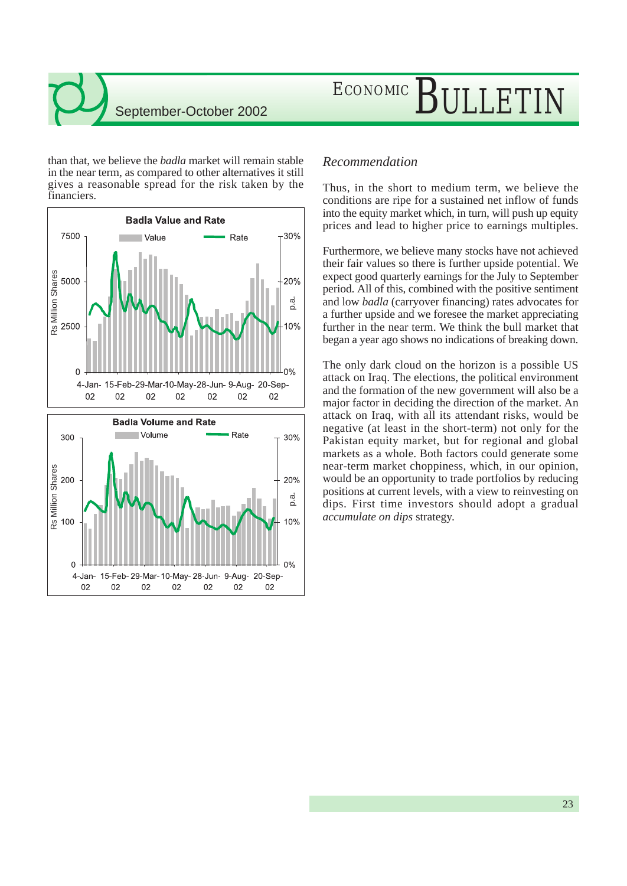than that, we believe the *badla* market will remain stable in the near term, as compared to other alternatives it still gives a reasonable spread for the risk taken by the financiers.

**Badla Value and Rate**

**Badla Volume and Rate**

## *Recommendation*

Thus, in the short to medium term, we believe the conditions are ripe for a sustained net inflow of funds into the equity market which, in turn, will push up equity prices and lead to higher price to earnings multiples.

Furthermore, we believe many stocks have not achieved their fair values so there is further upside potential. We expect good quarterly earnings for the July to September period. All of this, combined with the positive sentiment and low *badla* (carryover financing) rates advocates for a further upside and we foresee the market appreciating further in the near term. We think the bull market that began a year ago shows no indications of breaking down.

The only dark cloud on the horizon is a possible US attack on Iraq. The elections, the political environment and the formation of the new government will also be a major factor in deciding the direction of the market. An attack on Iraq, with all its attendant risks, would be negative (at least in the short-term) not only for the Pakistan equity market, but for regional and global markets as a whole. Both factors could generate some near-term market choppiness, which, in our opinion, would be an opportunity to trade portfolios by reducing positions at current levels, with a view to reinvesting on dips. First time investors should adopt a gradual *accumulate on dips* strategy.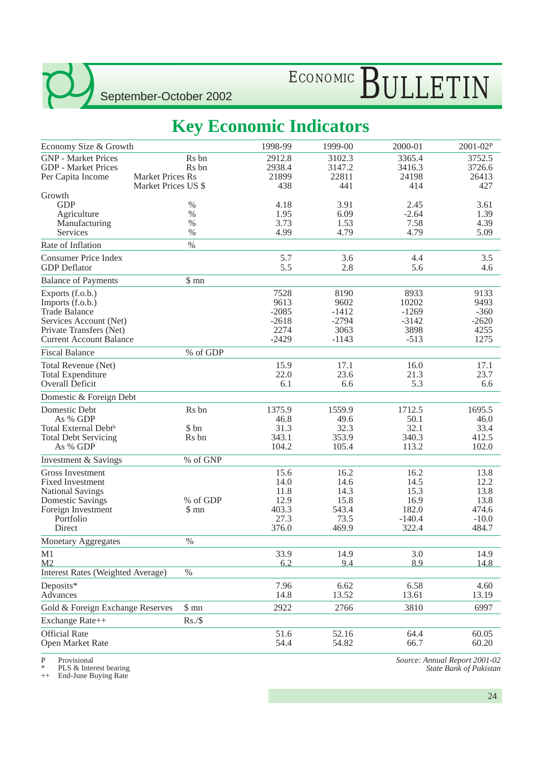# Key Economic Indicators

| Economy Size & Growth | | 1998-99 | 1999-00 | 2000-01 | 2001-02[P] |
|---|---|---|---|---|---|
| GNP - Market Prices | Rs bn | 2912.8 | 3102.3 | 3365.4 | 3752.5 |
| GDP - Market Prices | Rs bn | 2938.4 | 3147.2 | 3416.3 | 3726.6 |
| Per Capita Income | Market Prices Rs | 21899 | 22811 | 24198 | 26413 |
| | Market Prices US $ | 438 | 441 | 414 | 427 |
| Growth | | | | | |
| GDP | % | 4.18 | 3.91 | 2.45 | 3.61 |
| Agriculture | % | 1.95 | 6.09 | -2.64 | 1.39 |
| Manufacturing | % | 3.73 | 1.53 | 7.58 | 4.39 |
| Services | % | 4.99 | 4.79 | 4.79 | 5.09 |
| Rate of Inflation | % | | | | |
| Consumer Price Index | | 5.7 | 3.6 | 4.4 | 3.5 |
| GDP Deflator | | 5.5 | 2.8 | 5.6 | 4.6 |
| Balance of Payments | $ mn | | | | |
| Exports (f.o.b.) | | 7528 | 8190 | 8933 | 9133 |
| Imports (f.o.b.) | | 9613 | 9602 | 10202 | 9493 |
| Trade Balance | | -2085 | -1412 | -1269 | -360 |
| Services Account (Net) | | -2618 | -2794 | -3142 | -2620 |
| Private Transfers (Net) | | 2274 | 3063 | 3898 | 4255 |
| Current Account Balance | | -2429 | -1143 | -513 | 1275 |
| Fiscal Balance | % of GDP | | | | |
| Total Revenue (Net) | | 15.9 | 17.1 | 16.0 | 17.1 |
| Total Expenditure | | 22.0 | 23.6 | 21.3 | 23.7 |
| Overall Deficit | | 6.1 | 6.6 | 5.3 | 6.6 |
| Domestic & Foreign Debt | | | | | |
| Domestic Debt | Rs bn | 1375.9 | 1559.9 | 1712.5 | 1695.5 |
| As % GDP | | 46.8 | 49.6 | 50.1 | 46.0 |
| Total External Debt[b] | $ bn | 31.3 | 32.3 | 32.1 | 33.4 |
| Total Debt Servicing | Rs bn | 343.1 | 353.9 | 340.3 | 412.5 |
| As % GDP | | 104.2 | 105.4 | 113.2 | 102.0 |
| Investment & Savings | % of GNP | | | | |
| Gross Investment | | 15.6 | 16.2 | 16.2 | 13.8 |
| Fixed Investment | | 14.0 | 14.6 | 14.5 | 12.2 |
| National Savings | | 11.8 | 14.3 | 15.3 | 13.8 |
| Domestic Savings | % of GDP | 12.9 | 15.8 | 16.9 | 13.8 |
| Foreign Investment | $ mn | 403.3 | 543.4 | 182.0 | 474.6 |
| Portfolio | | 27.3 | 73.5 | -140.4 | -10.0 |
| Direct | | 376.0 | 469.9 | 322.4 | 484.7 |
| Monetary Aggregates | % | | | | |
| M1 | | 33.9 | 14.9 | 3.0 | 14.9 |
| M2 | | 6.2 | 9.4 | 8.9 | 14.8 |
| Interest Rates (Weighted Average) | % | | | | |
| Deposits* | | 7.96 | 6.62 | 6.58 | 4.60 |
| Advances | | 14.8 | 13.52 | 13.61 | 13.19 |
| Gold & Foreign Exchange Reserves | $ mn | 2922 | 2766 | 3810 | 6997 |
| Exchange Rate++ | Rs./$ | | | | |
| Official Rate | | 51.6 | 52.16 | 64.4 | 60.05 |
| Open Market Rate | | 54.4 | 54.82 | 66.7 | 60.20 |

P Provisional
\* PLS & Interest bearing
++ End-June Buying Rate

*Source: Annual Report 2001-02 State Bank of Pakistan*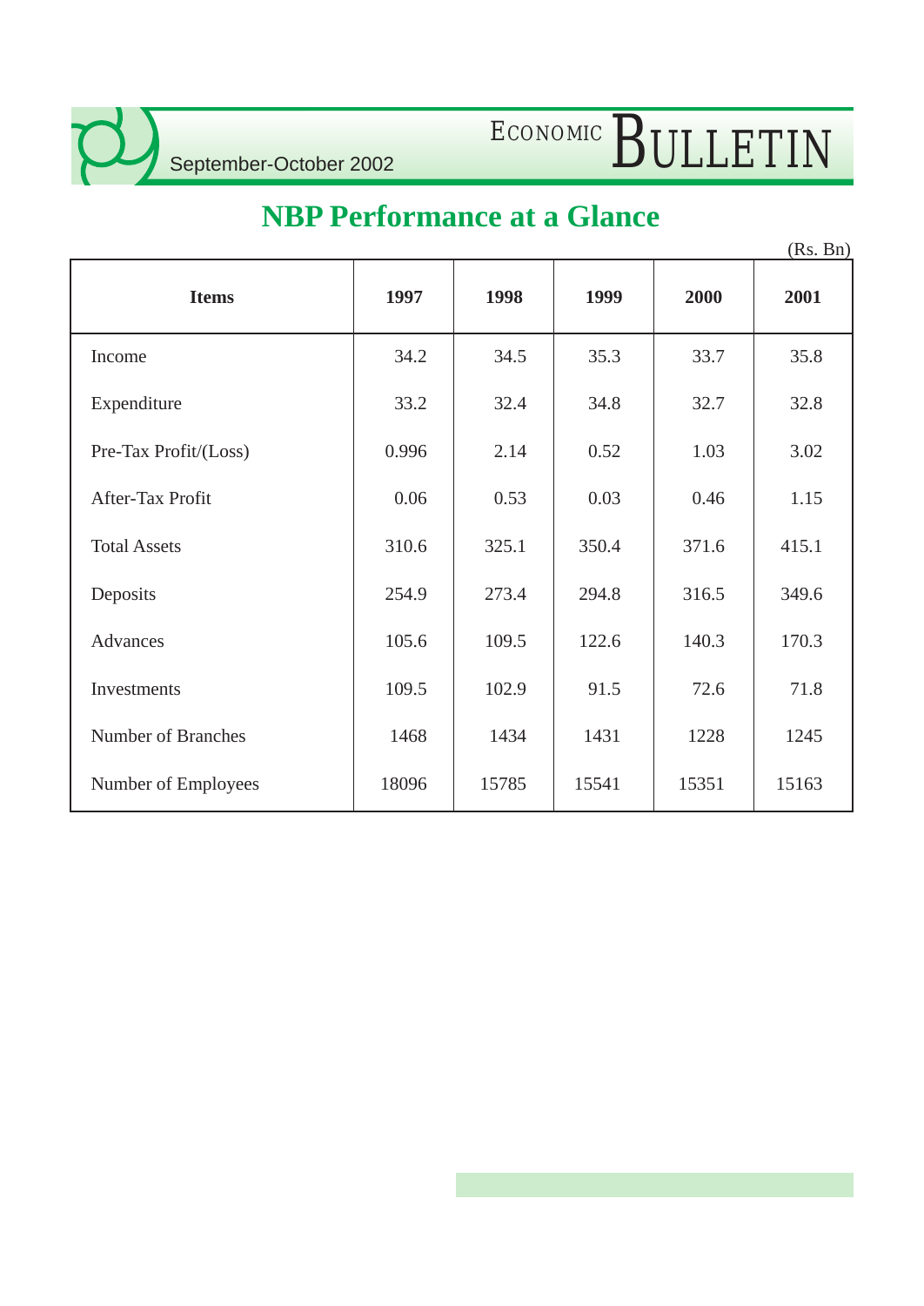# NBP Performance at a Glance

(Rs. Bn)

| Items | 1997 | 1998 | 1999 | 2000 | 2001 |
|---|---|---|---|---|---|
| Income | 34.2 | 34.5 | 35.3 | 33.7 | 35.8 |
| Expenditure | 33.2 | 32.4 | 34.8 | 32.7 | 32.8 |
| Pre-Tax Profit/(Loss) | 0.996 | 2.14 | 0.52 | 1.03 | 3.02 |
| After-Tax Profit | 0.06 | 0.53 | 0.03 | 0.46 | 1.15 |
| Total Assets | 310.6 | 325.1 | 350.4 | 371.6 | 415.1 |
| Deposits | 254.9 | 273.4 | 294.8 | 316.5 | 349.6 |
| Advances | 105.6 | 109.5 | 122.6 | 140.3 | 170.3 |
| Investments | 109.5 | 102.9 | 91.5 | 72.6 | 71.8 |
| Number of Branches | 1468 | 1434 | 1431 | 1228 | 1245 |
| Number of Employees | 18096 | 15785 | 15541 | 15351 | 15163 |